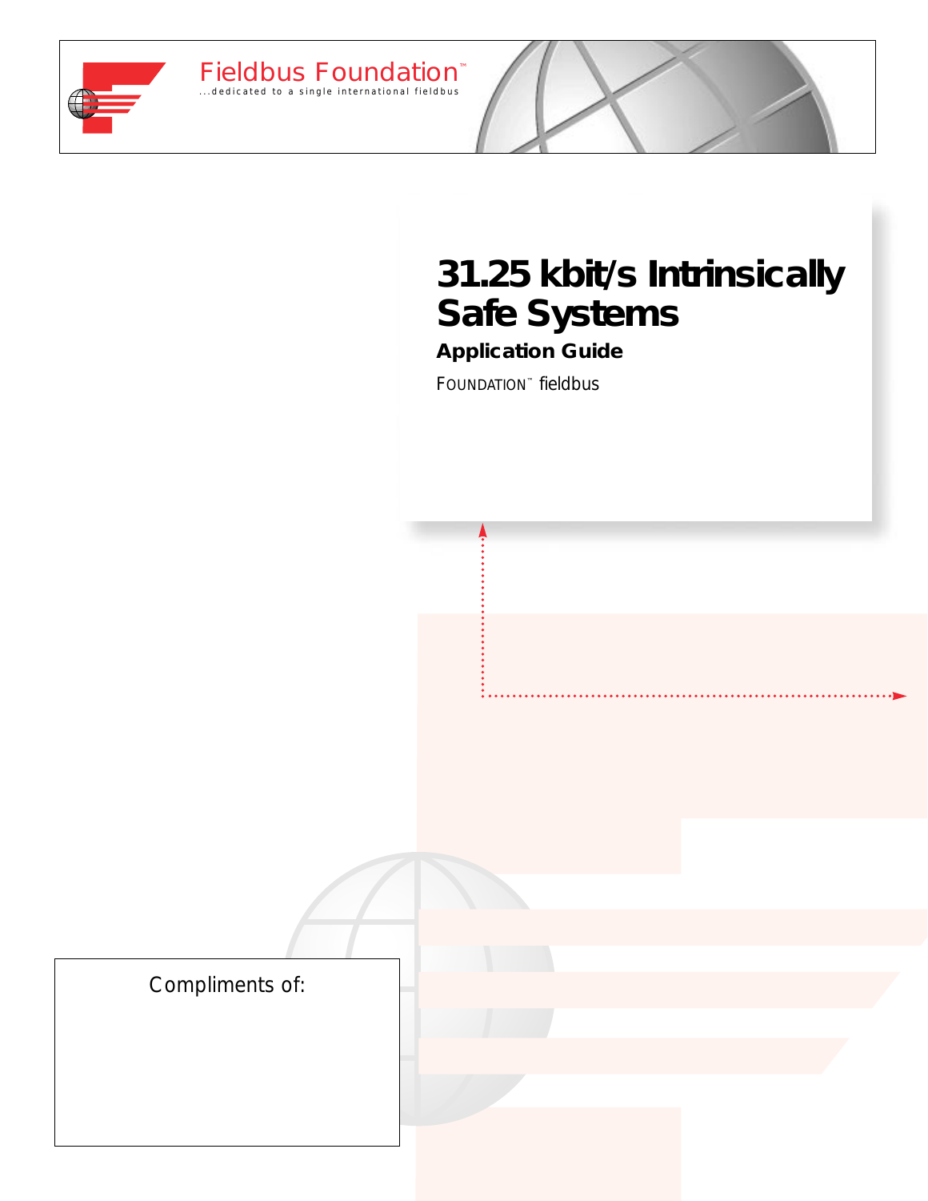Fieldbus Foundation™

...dedicated to a single international fieldbus

# 31.25 kbit/s Intrinsically Safe Systems

## Application Guide

FOUNDATION™ fieldbus

Compliments of: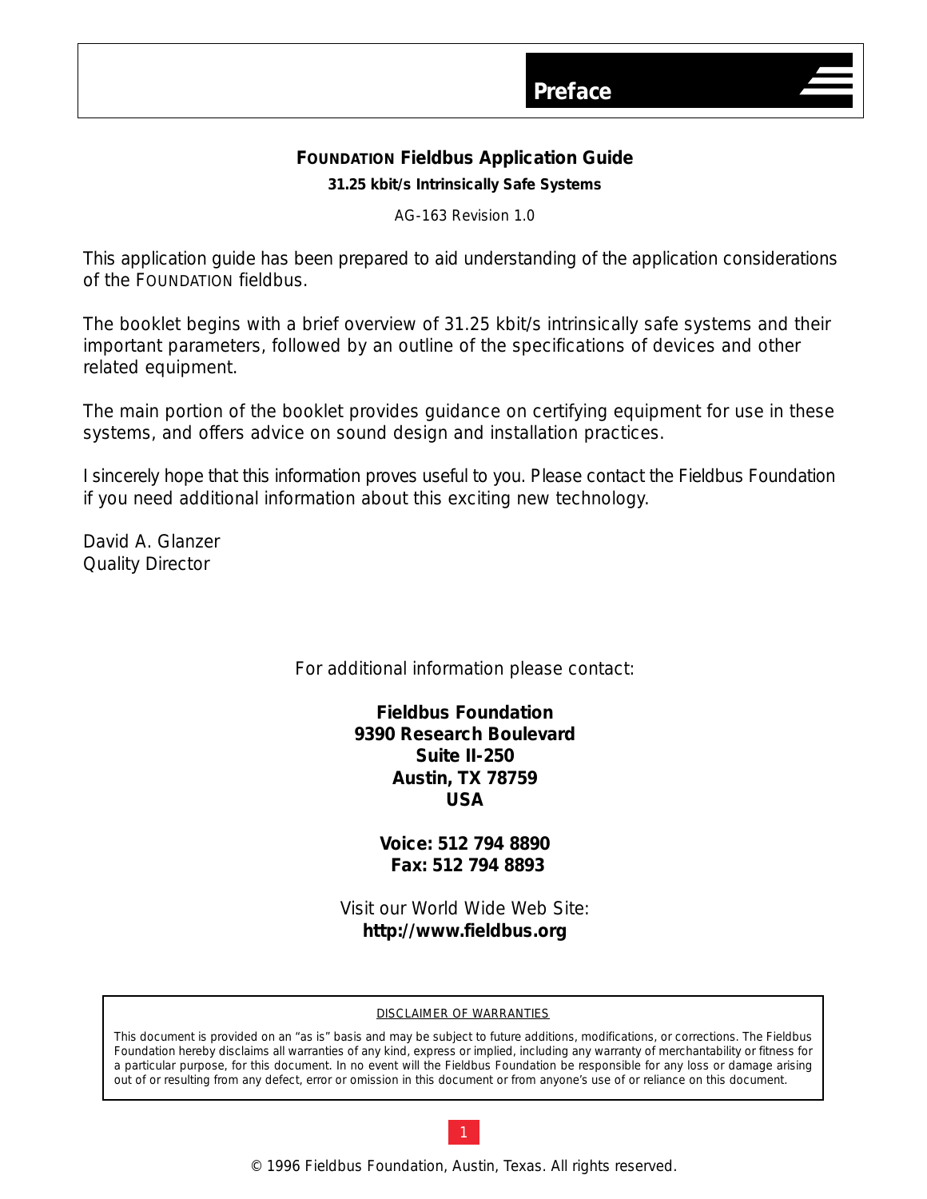# Preface

**FOUNDATION Fieldbus Application Guide**

**31.25 kbit/s Intrinsically Safe Systems**

AG-163 Revision 1.0

This application guide has been prepared to aid understanding of the application considerations of the FOUNDATION fieldbus.

The booklet begins with a brief overview of 31.25 kbit/s intrinsically safe systems and their important parameters, followed by an outline of the specifications of devices and other related equipment.

The main portion of the booklet provides guidance on certifying equipment for use in these systems, and offers advice on sound design and installation practices.

I sincerely hope that this information proves useful to you. Please contact the Fieldbus Foundation if you need additional information about this exciting new technology.

David A. Glanzer
Quality Director

For additional information please contact:

**Fieldbus Foundation**
**9390 Research Boulevard**
**Suite II-250**
**Austin, TX 78759**
**USA**

**Voice: 512 794 8890**
**Fax: 512 794 8893**

Visit our World Wide Web Site:
**http://www.fieldbus.org**

DISCLAIMER OF WARRANTIES

This document is provided on an "as is" basis and may be subject to future additions, modifications, or corrections. The Fieldbus Foundation hereby disclaims all warranties of any kind, express or implied, including any warranty of merchantability or fitness for a particular purpose, for this document. In no event will the Fieldbus Foundation be responsible for any loss or damage arising out of or resulting from any defect, error or omission in this document or from anyone's use of or reliance on this document.

© 1996 Fieldbus Foundation, Austin, Texas. All rights reserved.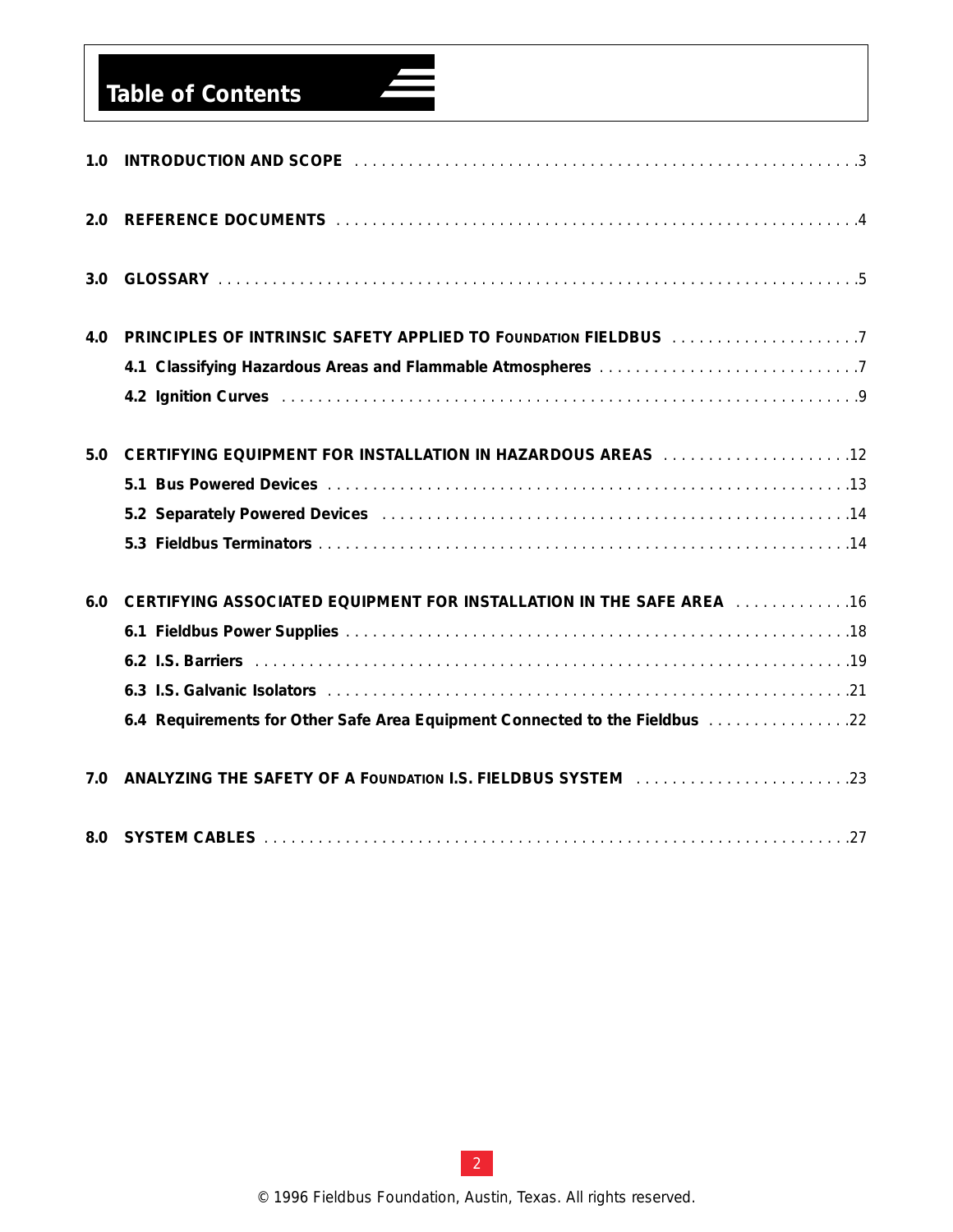# Table of Contents

**1.0 INTRODUCTION AND SCOPE** . . . . . . . . . . . . . . . . . . . . . . . . . . . . . . . . . . . . . . . . . . . . . . . . . . . . 3

**2.0 REFERENCE DOCUMENTS** . . . . . . . . . . . . . . . . . . . . . . . . . . . . . . . . . . . . . . . . . . . . . . . . . . . . 4

**3.0 GLOSSARY** . . . . . . . . . . . . . . . . . . . . . . . . . . . . . . . . . . . . . . . . . . . . . . . . . . . . . . . . . . . . . . . 5

**4.0 PRINCIPLES OF INTRINSIC SAFETY APPLIED TO FOUNDATION FIELDBUS** . . . . . . . . . . . . . . . . . . . 7

- **4.1 Classifying Hazardous Areas and Flammable Atmospheres** . . . . . . . . . . . . . . . . . . . . . . . . . . . 7
- **4.2 Ignition Curves** . . . . . . . . . . . . . . . . . . . . . . . . . . . . . . . . . . . . . . . . . . . . . . . . . . . . . . . . . 9

**5.0 CERTIFYING EQUIPMENT FOR INSTALLATION IN HAZARDOUS AREAS** . . . . . . . . . . . . . . . . . . . . . 12

- **5.1 Bus Powered Devices** . . . . . . . . . . . . . . . . . . . . . . . . . . . . . . . . . . . . . . . . . . . . . . . . . . . . . 13
- **5.2 Separately Powered Devices** . . . . . . . . . . . . . . . . . . . . . . . . . . . . . . . . . . . . . . . . . . . . . . . . 14
- **5.3 Fieldbus Terminators** . . . . . . . . . . . . . . . . . . . . . . . . . . . . . . . . . . . . . . . . . . . . . . . . . . . . . 14

**6.0 CERTIFYING ASSOCIATED EQUIPMENT FOR INSTALLATION IN THE SAFE AREA** . . . . . . . . . . . . . 16

- **6.1 Fieldbus Power Supplies** . . . . . . . . . . . . . . . . . . . . . . . . . . . . . . . . . . . . . . . . . . . . . . . . . . . 18
- **6.2 I.S. Barriers** . . . . . . . . . . . . . . . . . . . . . . . . . . . . . . . . . . . . . . . . . . . . . . . . . . . . . . . . . . . 19
- **6.3 I.S. Galvanic Isolators** . . . . . . . . . . . . . . . . . . . . . . . . . . . . . . . . . . . . . . . . . . . . . . . . . . . . 21
- **6.4 Requirements for Other Safe Area Equipment Connected to the Fieldbus** . . . . . . . . . . . . . . . . 22

**7.0 ANALYZING THE SAFETY OF A FOUNDATION I.S. FIELDBUS SYSTEM** . . . . . . . . . . . . . . . . . . . . . . . 23

**8.0 SYSTEM CABLES** . . . . . . . . . . . . . . . . . . . . . . . . . . . . . . . . . . . . . . . . . . . . . . . . . . . . . . . . . . . 27

© 1996 Fieldbus Foundation, Austin, Texas. All rights reserved.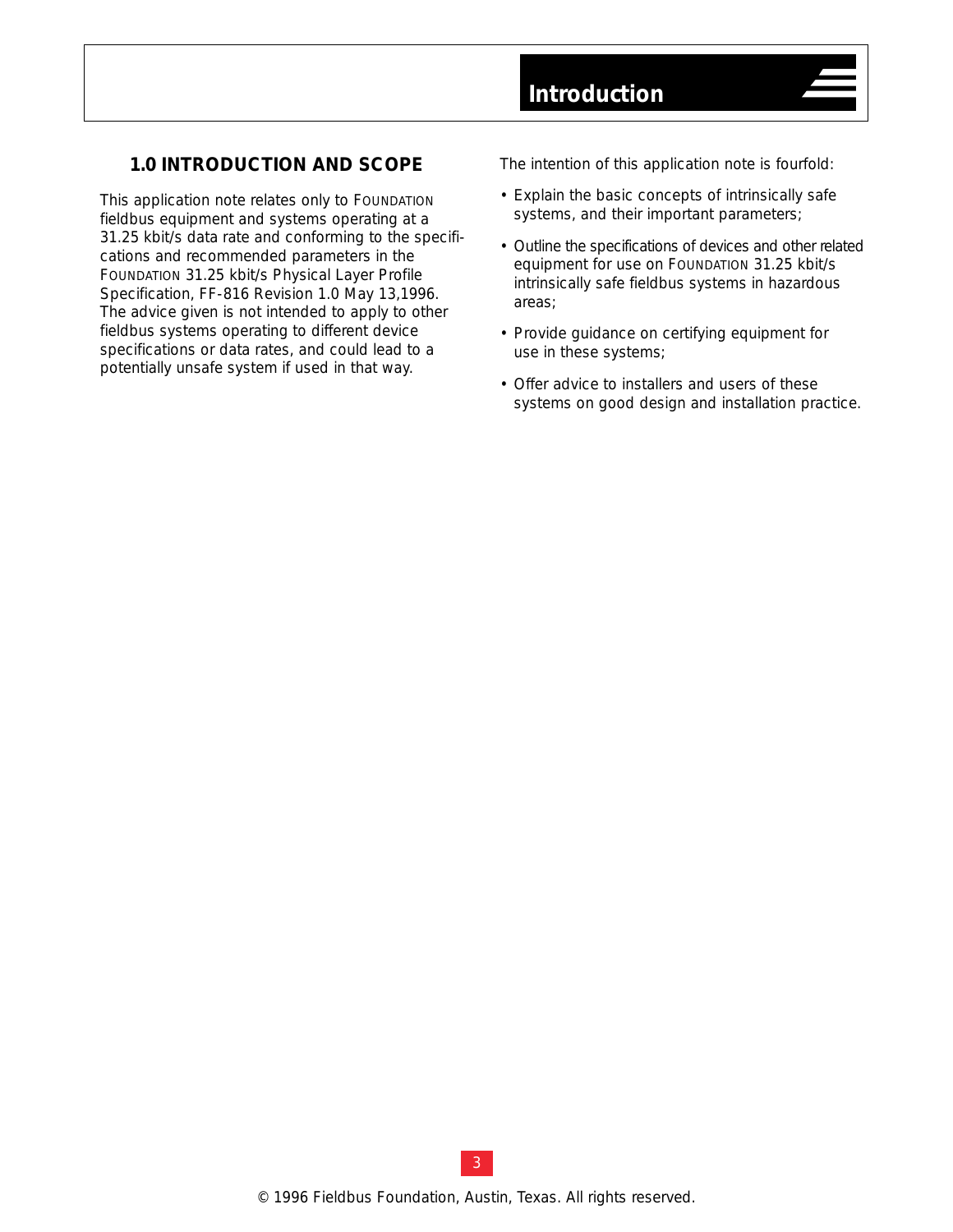## 1.0 INTRODUCTION AND SCOPE

This application note relates only to FOUNDATION fieldbus equipment and systems operating at a 31.25 kbit/s data rate and conforming to the specifications and recommended parameters in the FOUNDATION 31.25 kbit/s Physical Layer Profile Specification, FF-816 Revision 1.0 May 13,1996. The advice given is not intended to apply to other fieldbus systems operating to different device specifications or data rates, and could lead to a potentially unsafe system if used in that way.

The intention of this application note is fourfold:

- Explain the basic concepts of intrinsically safe systems, and their important parameters;
- Outline the specifications of devices and other related equipment for use on FOUNDATION 31.25 kbit/s intrinsically safe fieldbus systems in hazardous areas;
- Provide guidance on certifying equipment for use in these systems;
- Offer advice to installers and users of these systems on good design and installation practice.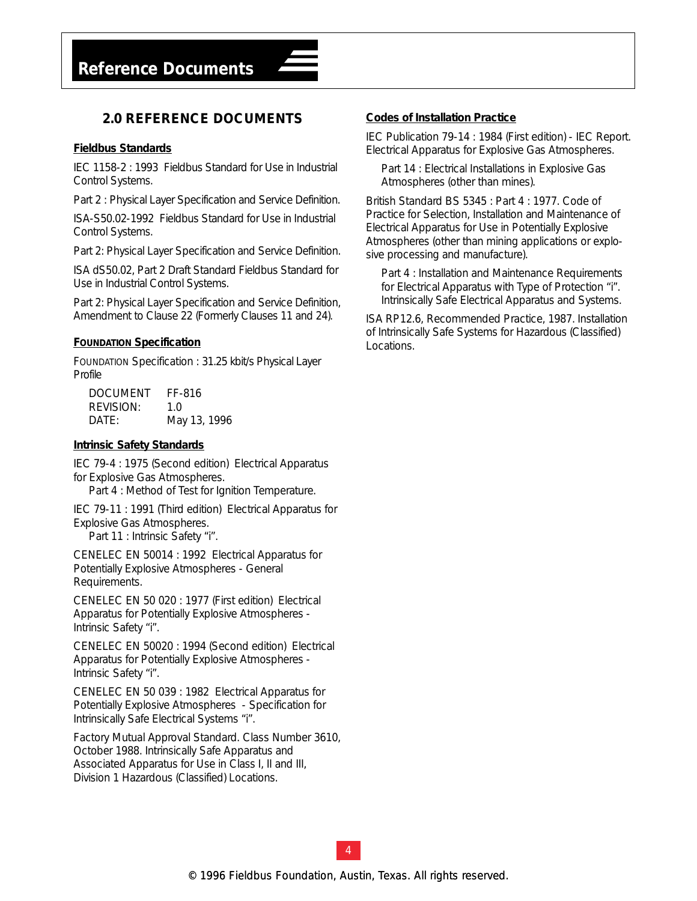## 2.0 REFERENCE DOCUMENTS

### Fieldbus Standards

IEC 1158-2 : 1993 Fieldbus Standard for Use in Industrial Control Systems.

Part 2 : Physical Layer Specification and Service Definition.

ISA-S50.02-1992 Fieldbus Standard for Use in Industrial Control Systems.

Part 2: Physical Layer Specification and Service Definition.

ISA dS50.02, Part 2 Draft Standard Fieldbus Standard for Use in Industrial Control Systems.

Part 2: Physical Layer Specification and Service Definition, Amendment to Clause 22 (Formerly Clauses 11 and 24).

### FOUNDATION Specification

FOUNDATION Specification : 31.25 kbit/s Physical Layer Profile

DOCUMENT FF-816
REVISION: 1.0
DATE: May 13, 1996

### Intrinsic Safety Standards

IEC 79-4 : 1975 (Second edition) Electrical Apparatus for Explosive Gas Atmospheres.
Part 4 : Method of Test for Ignition Temperature.

IEC 79-11 : 1991 (Third edition) Electrical Apparatus for Explosive Gas Atmospheres.
Part 11 : Intrinsic Safety "i".

CENELEC EN 50014 : 1992 Electrical Apparatus for Potentially Explosive Atmospheres - General Requirements.

CENELEC EN 50 020 : 1977 (First edition) Electrical Apparatus for Potentially Explosive Atmospheres - Intrinsic Safety "i".

CENELEC EN 50020 : 1994 (Second edition) Electrical Apparatus for Potentially Explosive Atmospheres - Intrinsic Safety "i".

CENELEC EN 50 039 : 1982 Electrical Apparatus for Potentially Explosive Atmospheres - Specification for Intrinsically Safe Electrical Systems "i".

Factory Mutual Approval Standard. Class Number 3610, October 1988. Intrinsically Safe Apparatus and Associated Apparatus for Use in Class I, II and III, Division 1 Hazardous (Classified) Locations.

### Codes of Installation Practice

IEC Publication 79-14 : 1984 (First edition) - IEC Report. Electrical Apparatus for Explosive Gas Atmospheres.

Part 14 : Electrical Installations in Explosive Gas Atmospheres (other than mines).

British Standard BS 5345 : Part 4 : 1977. Code of Practice for Selection, Installation and Maintenance of Electrical Apparatus for Use in Potentially Explosive Atmospheres (other than mining applications or explosive processing and manufacture).

Part 4 : Installation and Maintenance Requirements for Electrical Apparatus with Type of Protection "i". Intrinsically Safe Electrical Apparatus and Systems.

ISA RP12.6, Recommended Practice, 1987. Installation of Intrinsically Safe Systems for Hazardous (Classified) Locations.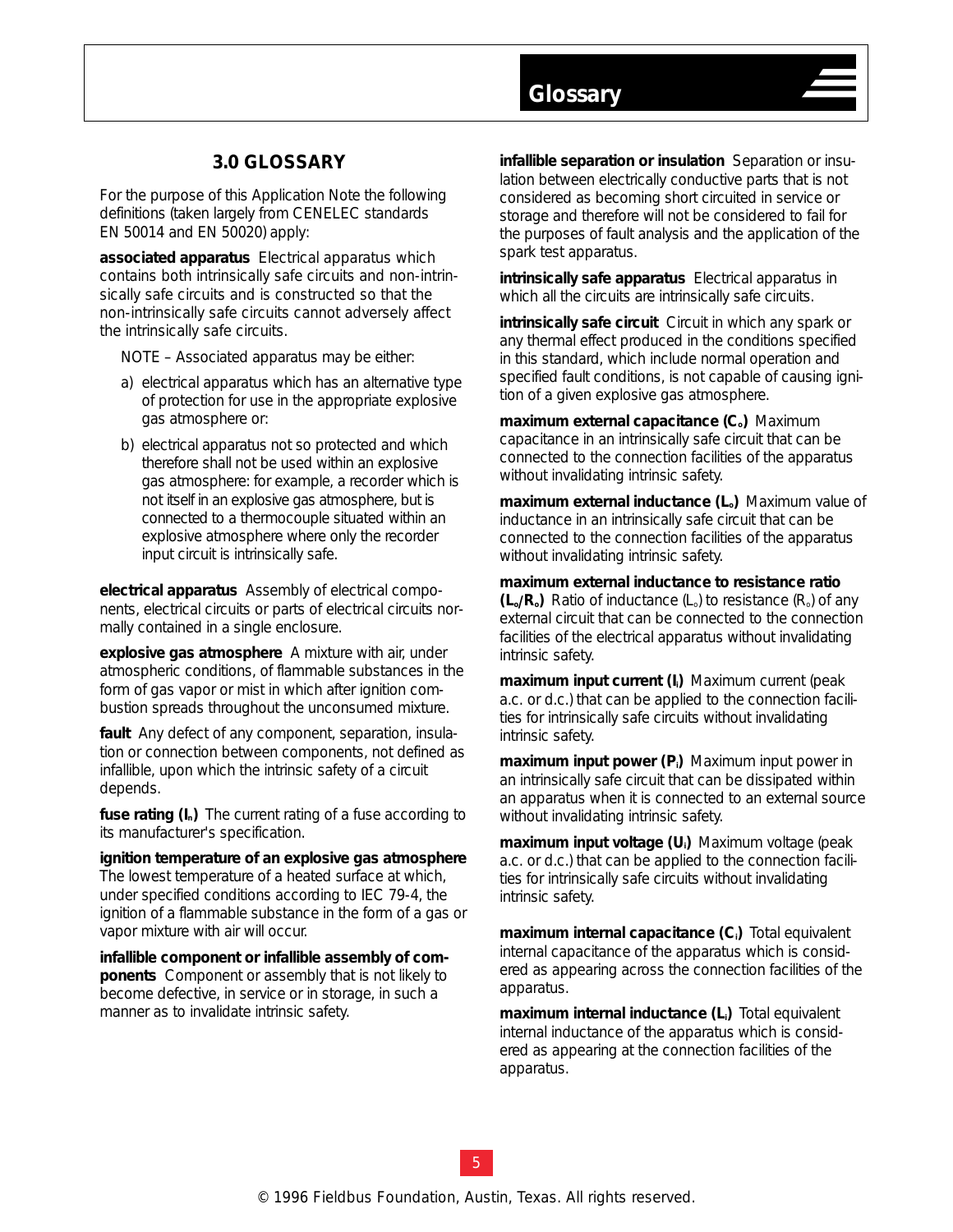## 3.0 GLOSSARY

For the purpose of this Application Note the following definitions (taken largely from CENELEC standards EN 50014 and EN 50020) apply:

**associated apparatus** Electrical apparatus which contains both intrinsically safe circuits and non-intrinsically safe circuits and is constructed so that the non-intrinsically safe circuits cannot adversely affect the intrinsically safe circuits.

NOTE – Associated apparatus may be either:

a) electrical apparatus which has an alternative type of protection for use in the appropriate explosive gas atmosphere or:

b) electrical apparatus not so protected and which therefore shall not be used within an explosive gas atmosphere: for example, a recorder which is not itself in an explosive gas atmosphere, but is connected to a thermocouple situated within an explosive atmosphere where only the recorder input circuit is intrinsically safe.

**electrical apparatus** Assembly of electrical components, electrical circuits or parts of electrical circuits normally contained in a single enclosure.

**explosive gas atmosphere** A mixture with air, under atmospheric conditions, of flammable substances in the form of gas vapor or mist in which after ignition combustion spreads throughout the unconsumed mixture.

**fault** Any defect of any component, separation, insulation or connection between components, not defined as infallible, upon which the intrinsic safety of a circuit depends.

**fuse rating ($I_n$)** The current rating of a fuse according to its manufacturer's specification.

**ignition temperature of an explosive gas atmosphere** The lowest temperature of a heated surface at which, under specified conditions according to IEC 79-4, the ignition of a flammable substance in the form of a gas or vapor mixture with air will occur.

**infallible component or infallible assembly of components** Component or assembly that is not likely to become defective, in service or in storage, in such a manner as to invalidate intrinsic safety.

**infallible separation or insulation** Separation or insulation between electrically conductive parts that is not considered as becoming short circuited in service or storage and therefore will not be considered to fail for the purposes of fault analysis and the application of the spark test apparatus.

**intrinsically safe apparatus** Electrical apparatus in which all the circuits are intrinsically safe circuits.

**intrinsically safe circuit** Circuit in which any spark or any thermal effect produced in the conditions specified in this standard, which include normal operation and specified fault conditions, is not capable of causing ignition of a given explosive gas atmosphere.

**maximum external capacitance ($C_o$)** Maximum capacitance in an intrinsically safe circuit that can be connected to the connection facilities of the apparatus without invalidating intrinsic safety.

**maximum external inductance ($L_o$)** Maximum value of inductance in an intrinsically safe circuit that can be connected to the connection facilities of the apparatus without invalidating intrinsic safety.

**maximum external inductance to resistance ratio ($L_o/R_o$)** Ratio of inductance ($L_o$) to resistance ($R_o$) of any external circuit that can be connected to the connection facilities of the electrical apparatus without invalidating intrinsic safety.

**maximum input current ($I_i$)** Maximum current (peak a.c. or d.c.) that can be applied to the connection facilities for intrinsically safe circuits without invalidating intrinsic safety.

**maximum input power ($P_i$)** Maximum input power in an intrinsically safe circuit that can be dissipated within an apparatus when it is connected to an external source without invalidating intrinsic safety.

**maximum input voltage ($U_i$)** Maximum voltage (peak a.c. or d.c.) that can be applied to the connection facilities for intrinsically safe circuits without invalidating intrinsic safety.

**maximum internal capacitance ($C_i$)** Total equivalent internal capacitance of the apparatus which is considered as appearing across the connection facilities of the apparatus.

**maximum internal inductance ($L_i$)** Total equivalent internal inductance of the apparatus which is considered as appearing at the connection facilities of the apparatus.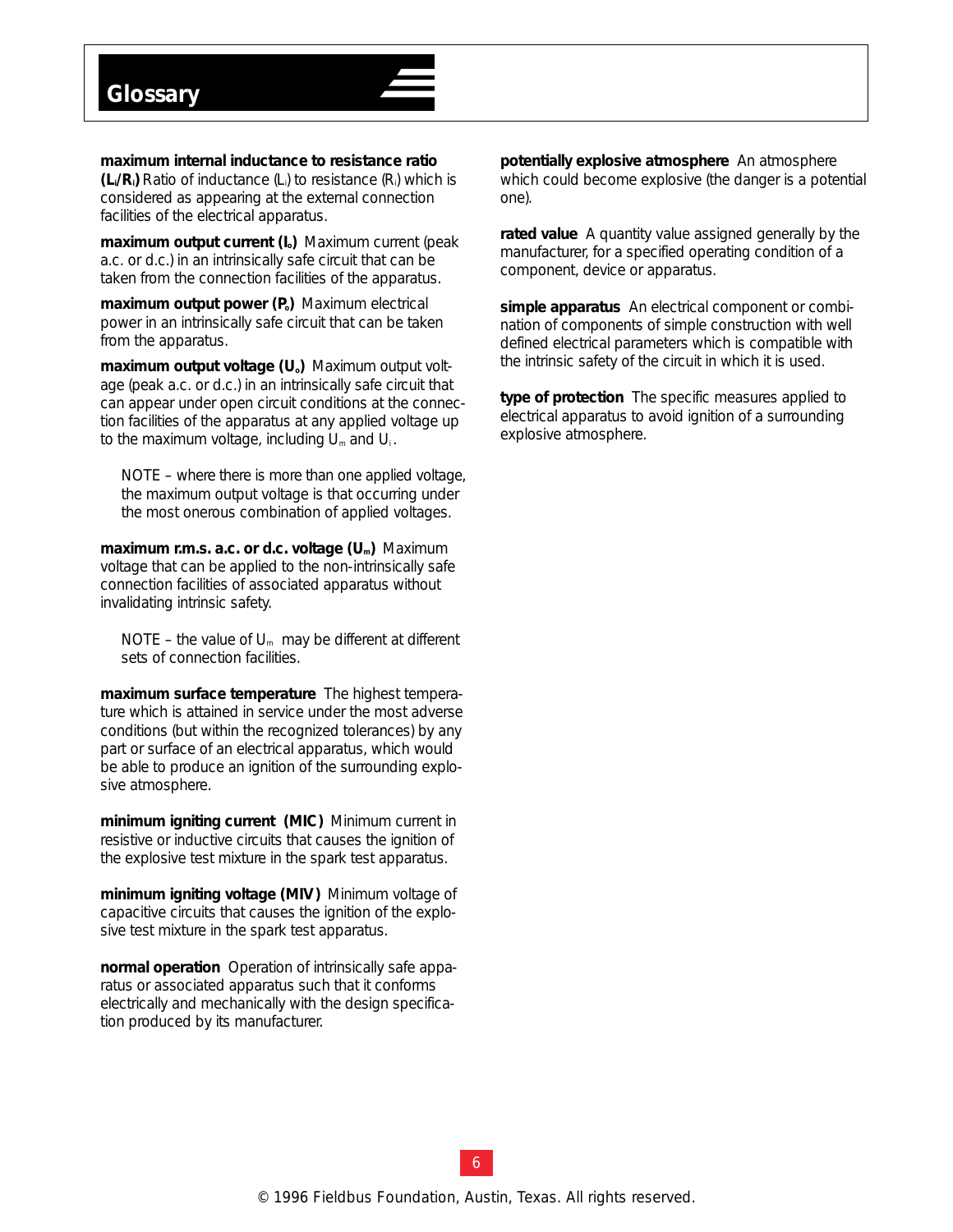# Glossary

**maximum internal inductance to resistance ratio ($L_i/R_i$)** Ratio of inductance ($L_i$) to resistance ($R_i$) which is considered as appearing at the external connection facilities of the electrical apparatus.

**maximum output current ($I_o$)** Maximum current (peak a.c. or d.c.) in an intrinsically safe circuit that can be taken from the connection facilities of the apparatus.

**maximum output power ($P_o$)** Maximum electrical power in an intrinsically safe circuit that can be taken from the apparatus.

**maximum output voltage ($U_o$)** Maximum output voltage (peak a.c. or d.c.) in an intrinsically safe circuit that can appear under open circuit conditions at the connection facilities of the apparatus at any applied voltage up to the maximum voltage, including $U_m$ and $U_i$.

> NOTE – where there is more than one applied voltage, the maximum output voltage is that occurring under the most onerous combination of applied voltages.

**maximum r.m.s. a.c. or d.c. voltage ($U_m$)** Maximum voltage that can be applied to the non-intrinsically safe connection facilities of associated apparatus without invalidating intrinsic safety.

> NOTE – the value of $U_m$ may be different at different sets of connection facilities.

**maximum surface temperature** The highest temperature which is attained in service under the most adverse conditions (but within the recognized tolerances) by any part or surface of an electrical apparatus, which would be able to produce an ignition of the surrounding explosive atmosphere.

**minimum igniting current (MIC)** Minimum current in resistive or inductive circuits that causes the ignition of the explosive test mixture in the spark test apparatus.

**minimum igniting voltage (MIV)** Minimum voltage of capacitive circuits that causes the ignition of the explosive test mixture in the spark test apparatus.

**normal operation** Operation of intrinsically safe apparatus or associated apparatus such that it conforms electrically and mechanically with the design specification produced by its manufacturer.

**potentially explosive atmosphere** An atmosphere which could become explosive (the danger is a potential one).

**rated value** A quantity value assigned generally by the manufacturer, for a specified operating condition of a component, device or apparatus.

**simple apparatus** An electrical component or combination of components of simple construction with well defined electrical parameters which is compatible with the intrinsic safety of the circuit in which it is used.

**type of protection** The specific measures applied to electrical apparatus to avoid ignition of a surrounding explosive atmosphere.

© 1996 Fieldbus Foundation, Austin, Texas. All rights reserved.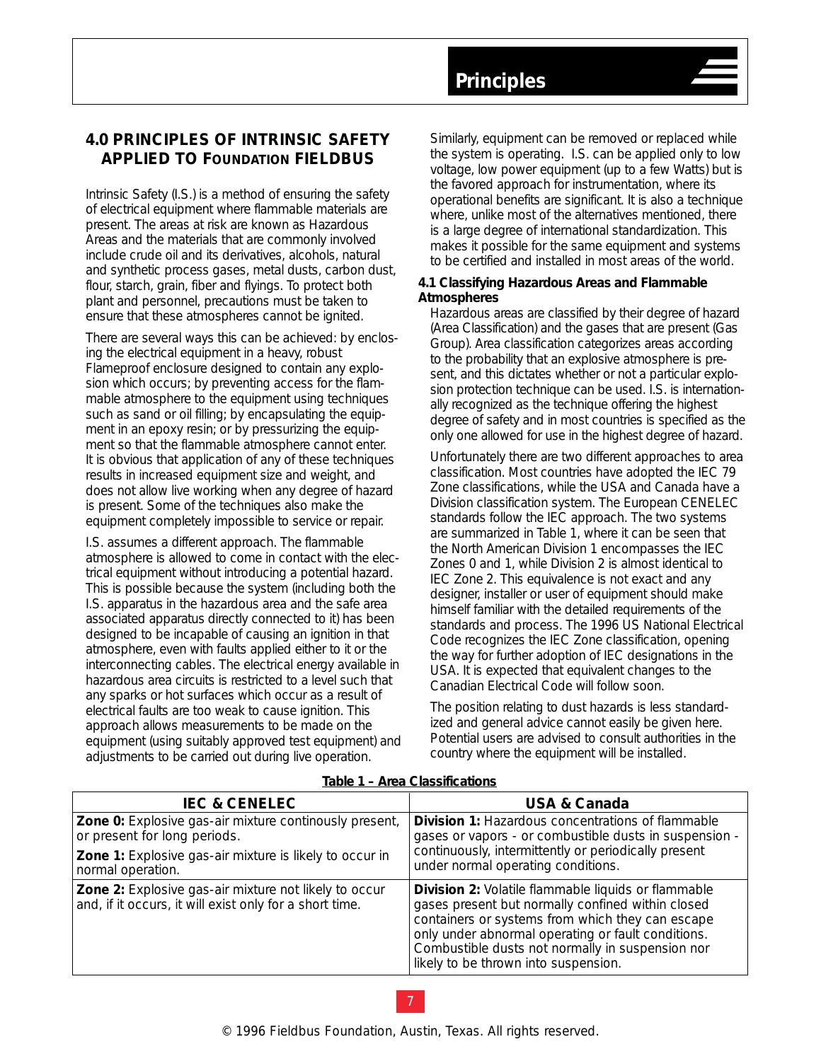## 4.0 PRINCIPLES OF INTRINSIC SAFETY APPLIED TO FOUNDATION FIELDBUS

Intrinsic Safety (I.S.) is a method of ensuring the safety of electrical equipment where flammable materials are present. The areas at risk are known as Hazardous Areas and the materials that are commonly involved include crude oil and its derivatives, alcohols, natural and synthetic process gases, metal dusts, carbon dust, flour, starch, grain, fiber and flyings. To protect both plant and personnel, precautions must be taken to ensure that these atmospheres cannot be ignited.

There are several ways this can be achieved: by enclosing the electrical equipment in a heavy, robust Flameproof enclosure designed to contain any explosion which occurs; by preventing access for the flammable atmosphere to the equipment using techniques such as sand or oil filling; by encapsulating the equipment in an epoxy resin; or by pressurizing the equipment so that the flammable atmosphere cannot enter. It is obvious that application of any of these techniques results in increased equipment size and weight, and does not allow live working when any degree of hazard is present. Some of the techniques also make the equipment completely impossible to service or repair.

I.S. assumes a different approach. The flammable atmosphere is allowed to come in contact with the electrical equipment without introducing a potential hazard. This is possible because the system (including both the I.S. apparatus in the hazardous area and the safe area associated apparatus directly connected to it) has been designed to be incapable of causing an ignition in that atmosphere, even with faults applied either to it or the interconnecting cables. The electrical energy available in hazardous area circuits is restricted to a level such that any sparks or hot surfaces which occur as a result of electrical faults are too weak to cause ignition. This approach allows measurements to be made on the equipment (using suitably approved test equipment) and adjustments to be carried out during live operation.

Similarly, equipment can be removed or replaced while the system is operating. I.S. can be applied only to low voltage, low power equipment (up to a few Watts) but is the favored approach for instrumentation, where its operational benefits are significant. It is also a technique where, unlike most of the alternatives mentioned, there is a large degree of international standardization. This makes it possible for the same equipment and systems to be certified and installed in most areas of the world.

### 4.1 Classifying Hazardous Areas and Flammable Atmospheres

Hazardous areas are classified by their degree of hazard (Area Classification) and the gases that are present (Gas Group). Area classification categorizes areas according to the probability that an explosive atmosphere is present, and this dictates whether or not a particular explosion protection technique can be used. I.S. is internationally recognized as the technique offering the highest degree of safety and in most countries is specified as the only one allowed for use in the highest degree of hazard.

Unfortunately there are two different approaches to area classification. Most countries have adopted the IEC 79 Zone classifications, while the USA and Canada have a Division classification system. The European CENELEC standards follow the IEC approach. The two systems are summarized in Table 1, where it can be seen that the North American Division 1 encompasses the IEC Zones 0 and 1, while Division 2 is almost identical to IEC Zone 2. This equivalence is not exact and any designer, installer or user of equipment should make himself familiar with the detailed requirements of the standards and process. The 1996 US National Electrical Code recognizes the IEC Zone classification, opening the way for further adoption of IEC designations in the USA. It is expected that equivalent changes to the Canadian Electrical Code will follow soon.

The position relating to dust hazards is less standardized and general advice cannot easily be given here. Potential users are advised to consult authorities in the country where the equipment will be installed.

**Table 1 – Area Classifications**

| IEC & CENELEC | USA & Canada |
|---|---|
| **Zone 0:** Explosive gas-air mixture continously present, or present for long periods.<br>**Zone 1:** Explosive gas-air mixture is likely to occur in normal operation. | **Division 1:** Hazardous concentrations of flammable gases or vapors - or combustible dusts in suspension - continuously, intermittently or periodically present under normal operating conditions. |
| **Zone 2:** Explosive gas-air mixture not likely to occur and, if it occurs, it will exist only for a short time. | **Division 2:** Volatile flammable liquids or flammable gases present but normally confined within closed containers or systems from which they can escape only under abnormal operating or fault conditions. Combustible dusts not normally in suspension nor likely to be thrown into suspension. |

© 1996 Fieldbus Foundation, Austin, Texas. All rights reserved.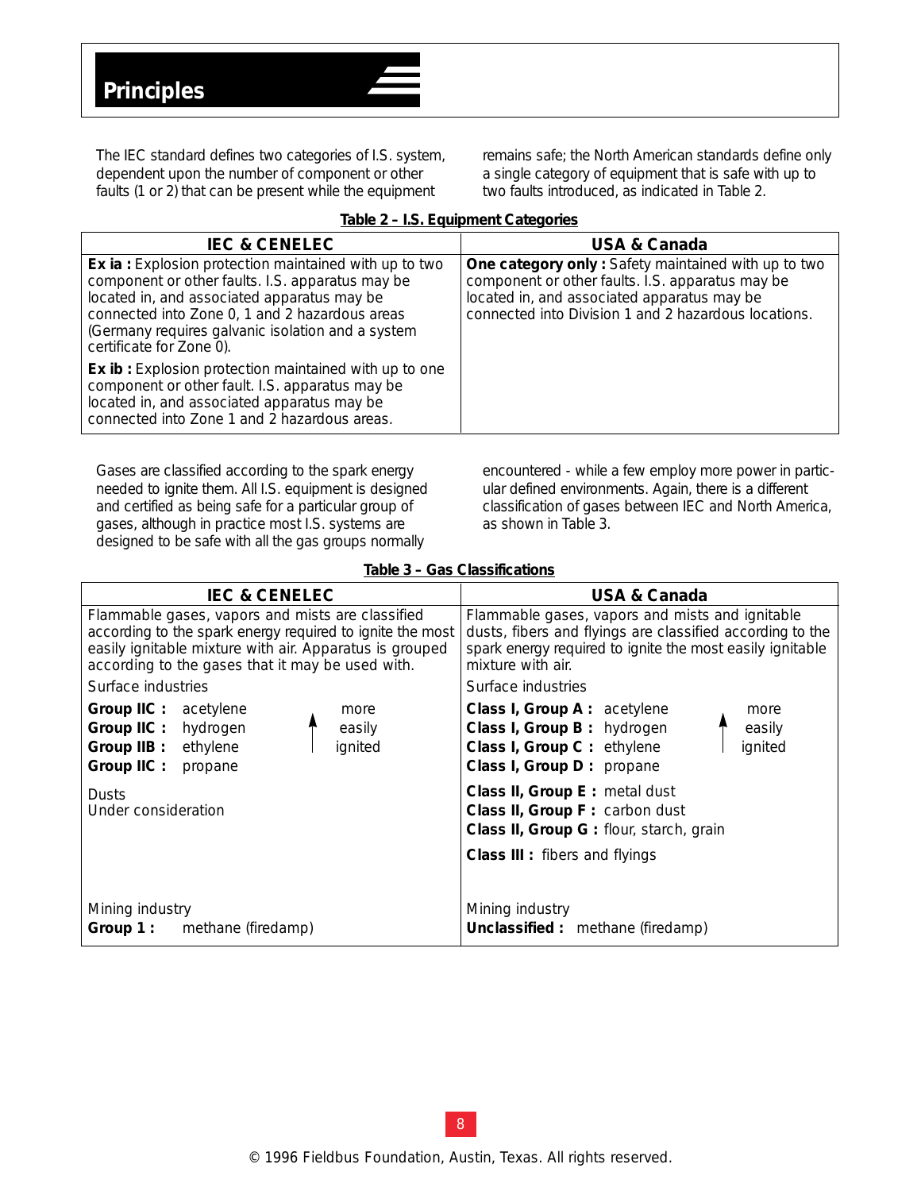# Principles

The IEC standard defines two categories of I.S. system, dependent upon the number of component or other faults (1 or 2) that can be present while the equipment remains safe; the North American standards define only a single category of equipment that is safe with up to two faults introduced, as indicated in Table 2.

**Table 2 – I.S. Equipment Categories**

| IEC & CENELEC | USA & Canada |
|---|---|
| **Ex ia :** Explosion protection maintained with up to two component or other faults. I.S. apparatus may be located in, and associated apparatus may be connected into Zone 0, 1 and 2 hazardous areas (Germany requires galvanic isolation and a system certificate for Zone 0). | **One category only :** Safety maintained with up to two component or other faults. I.S. apparatus may be located in, and associated apparatus may be connected into Division 1 and 2 hazardous locations. |
| **Ex ib :** Explosion protection maintained with up to one component or other fault. I.S. apparatus may be located in, and associated apparatus may be connected into Zone 1 and 2 hazardous areas. | |

Gases are classified according to the spark energy needed to ignite them. All I.S. equipment is designed and certified as being safe for a particular group of gases, although in practice most I.S. systems are designed to be safe with all the gas groups normally encountered - while a few employ more power in particular defined environments. Again, there is a different classification of gases between IEC and North America, as shown in Table 3.

**Table 3 – Gas Classifications**

| IEC & CENELEC | USA & Canada |
|---|---|
| Flammable gases, vapors and mists are classified according to the spark energy required to ignite the most easily ignitable mixture with air. Apparatus is grouped according to the gases that it may be used with. | Flammable gases, vapors and mists and ignitable dusts, fibers and flyings are classified according to the spark energy required to ignite the most easily ignitable mixture with air. |
| Surface industries | Surface industries |
| **Group IIC :** acetylene (↑ more easily ignited)<br>**Group IIC :** hydrogen<br>**Group IIB :** ethylene<br>**Group IIC :** propane | **Class I, Group A :** acetylene (↑ more easily ignited)<br>**Class I, Group B :** hydrogen<br>**Class I, Group C :** ethylene<br>**Class I, Group D :** propane |
| Dusts<br>Under consideration | **Class II, Group E :** metal dust<br>**Class II, Group F :** carbon dust<br>**Class II, Group G :** flour, starch, grain<br>**Class III :** fibers and flyings |
| Mining industry<br>**Group 1 :** methane (firedamp) | Mining industry<br>**Unclassified :** methane (firedamp) |

© 1996 Fieldbus Foundation, Austin, Texas. All rights reserved.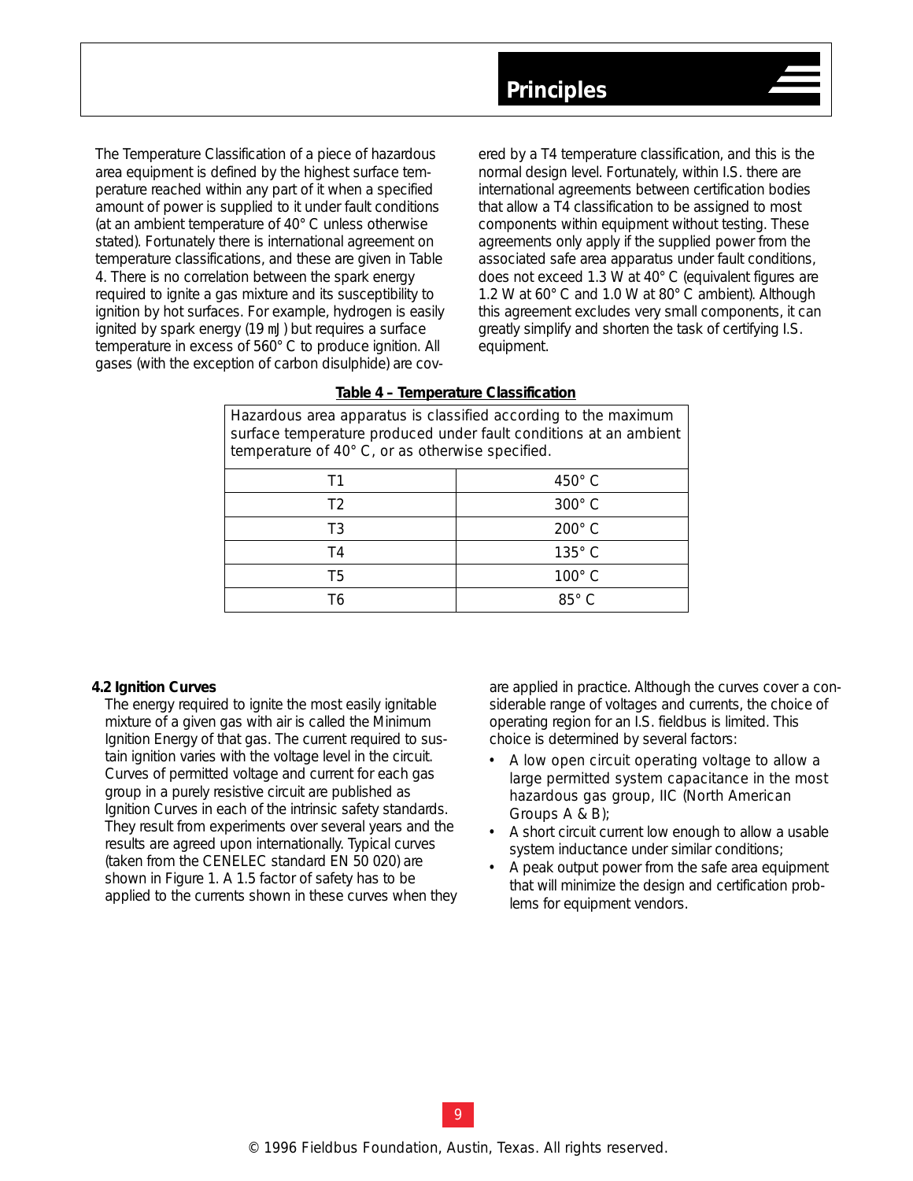The Temperature Classification of a piece of hazardous area equipment is defined by the highest surface temperature reached within any part of it when a specified amount of power is supplied to it under fault conditions (at an ambient temperature of 40° C unless otherwise stated). Fortunately there is international agreement on temperature classifications, and these are given in Table 4. There is no correlation between the spark energy required to ignite a gas mixture and its susceptibility to ignition by hot surfaces. For example, hydrogen is easily ignited by spark energy (19 mJ) but requires a surface temperature in excess of 560° C to produce ignition. All gases (with the exception of carbon disulphide) are covered by a T4 temperature classification, and this is the normal design level. Fortunately, within I.S. there are international agreements between certification bodies that allow a T4 classification to be assigned to most components within equipment without testing. These agreements only apply if the supplied power from the associated safe area apparatus under fault conditions, does not exceed 1.3 W at 40° C (equivalent figures are 1.2 W at 60° C and 1.0 W at 80° C ambient). Although this agreement excludes very small components, it can greatly simplify and shorten the task of certifying I.S. equipment.

**Table 4 – Temperature Classification**

| Hazardous area apparatus is classified according to the maximum surface temperature produced under fault conditions at an ambient temperature of 40° C, or as otherwise specified. | |
|---|---|
| T1 | 450° C |
| T2 | 300° C |
| T3 | 200° C |
| T4 | 135° C |
| T5 | 100° C |
| T6 | 85° C |

### 4.2 Ignition Curves

The energy required to ignite the most easily ignitable mixture of a given gas with air is called the Minimum Ignition Energy of that gas. The current required to sustain ignition varies with the voltage level in the circuit. Curves of permitted voltage and current for each gas group in a purely resistive circuit are published as Ignition Curves in each of the intrinsic safety standards. They result from experiments over several years and the results are agreed upon internationally. Typical curves (taken from the CENELEC standard EN 50 020) are shown in Figure 1. A 1.5 factor of safety has to be applied to the currents shown in these curves when they are applied in practice. Although the curves cover a considerable range of voltages and currents, the choice of operating region for an I.S. fieldbus is limited. This choice is determined by several factors:

- A low open circuit operating voltage to allow a large permitted system capacitance in the most hazardous gas group, IIC (North American Groups A & B);
- A short circuit current low enough to allow a usable system inductance under similar conditions;
- A peak output power from the safe area equipment that will minimize the design and certification problems for equipment vendors.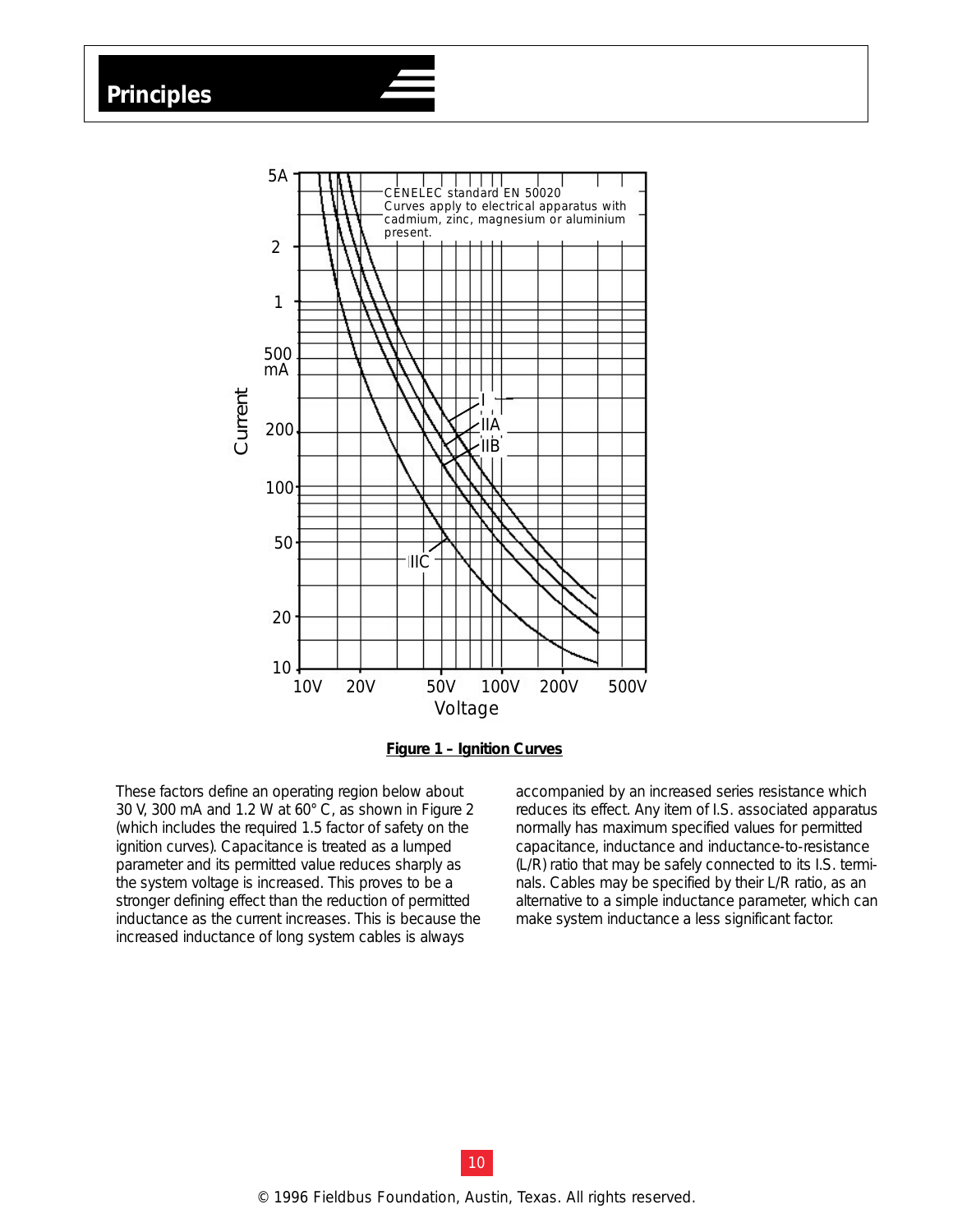# Principles

Figure 1 – Ignition Curves

These factors define an operating region below about 30 V, 300 mA and 1.2 W at 60° C, as shown in Figure 2 (which includes the required 1.5 factor of safety on the ignition curves). Capacitance is treated as a lumped parameter and its permitted value reduces sharply as the system voltage is increased. This proves to be a stronger defining effect than the reduction of permitted inductance as the current increases. This is because the increased inductance of long system cables is always accompanied by an increased series resistance which reduces its effect. Any item of I.S. associated apparatus normally has maximum specified values for permitted capacitance, inductance and inductance-to-resistance (L/R) ratio that may be safely connected to its I.S. terminals. Cables may be specified by their L/R ratio, as an alternative to a simple inductance parameter, which can make system inductance a less significant factor.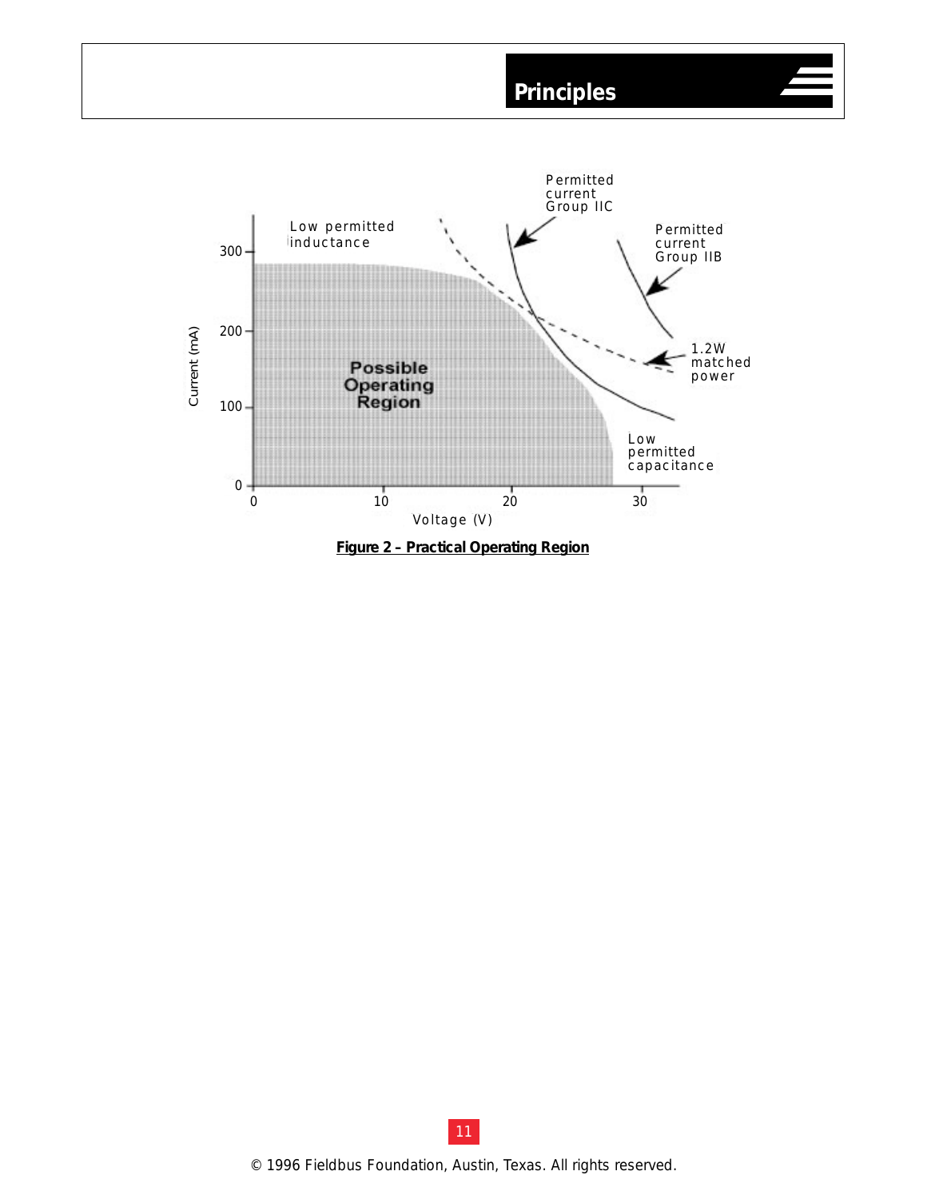**Figure 2 – Practical Operating Region**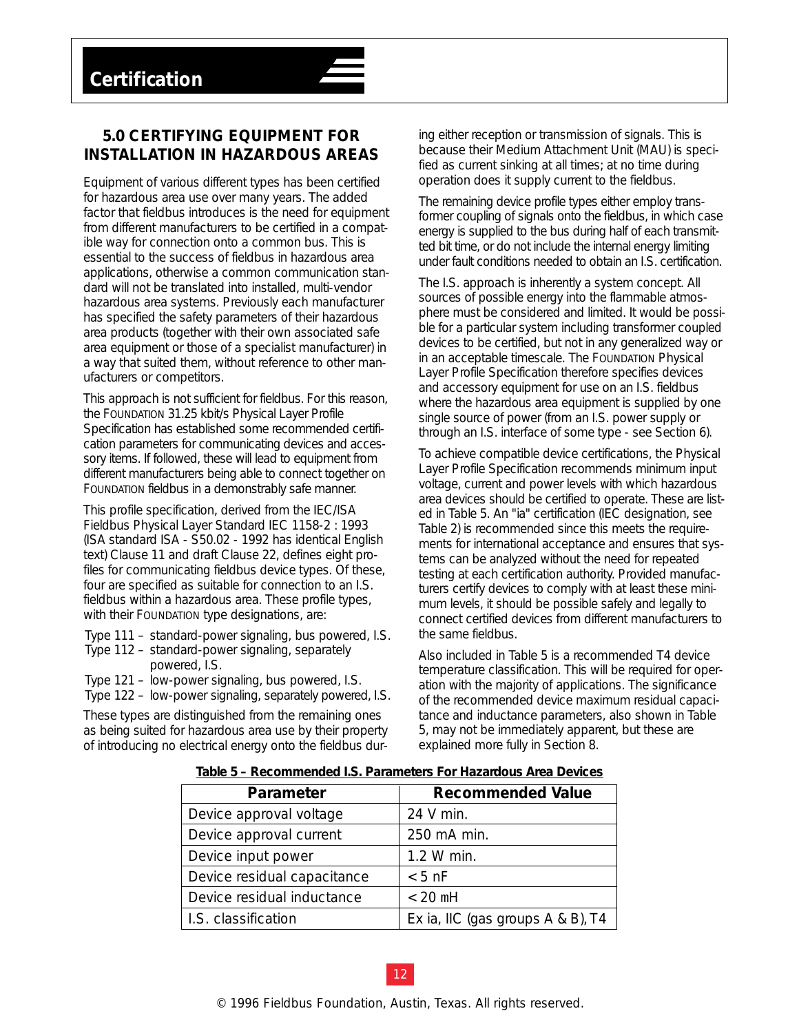# Certification

## 5.0 CERTIFYING EQUIPMENT FOR INSTALLATION IN HAZARDOUS AREAS

Equipment of various different types has been certified for hazardous area use over many years. The added factor that fieldbus introduces is the need for equipment from different manufacturers to be certified in a compatible way for connection onto a common bus. This is essential to the success of fieldbus in hazardous area applications, otherwise a common communication standard will not be translated into installed, multi-vendor hazardous area systems. Previously each manufacturer has specified the safety parameters of their hazardous area products (together with their own associated safe area equipment or those of a specialist manufacturer) in a way that suited them, without reference to other manufacturers or competitors.

This approach is not sufficient for fieldbus. For this reason, the FOUNDATION 31.25 kbit/s Physical Layer Profile Specification has established some recommended certification parameters for communicating devices and accessory items. If followed, these will lead to equipment from different manufacturers being able to connect together on FOUNDATION fieldbus in a demonstrably safe manner.

This profile specification, derived from the IEC/ISA Fieldbus Physical Layer Standard IEC 1158-2 : 1993 (ISA standard ISA - S50.02 - 1992 has identical English text) Clause 11 and draft Clause 22, defines eight profiles for communicating fieldbus device types. Of these, four are specified as suitable for connection to an I.S. fieldbus within a hazardous area. These profile types, with their FOUNDATION type designations, are:

- Type 111 – standard-power signaling, bus powered, I.S.
- Type 112 – standard-power signaling, separately powered, I.S.
- Type 121 – low-power signaling, bus powered, I.S.
- Type 122 – low-power signaling, separately powered, I.S.

These types are distinguished from the remaining ones as being suited for hazardous area use by their property of introducing no electrical energy onto the fieldbus during either reception or transmission of signals. This is because their Medium Attachment Unit (MAU) is specified as current sinking at all times; at no time during operation does it supply current to the fieldbus.

The remaining device profile types either employ transformer coupling of signals onto the fieldbus, in which case energy is supplied to the bus during half of each transmitted bit time, or do not include the internal energy limiting under fault conditions needed to obtain an I.S. certification.

The I.S. approach is inherently a system concept. All sources of possible energy into the flammable atmosphere must be considered and limited. It would be possible for a particular system including transformer coupled devices to be certified, but not in any generalized way or in an acceptable timescale. The FOUNDATION Physical Layer Profile Specification therefore specifies devices and accessory equipment for use on an I.S. fieldbus where the hazardous area equipment is supplied by one single source of power (from an I.S. power supply or through an I.S. interface of some type - see Section 6).

To achieve compatible device certifications, the Physical Layer Profile Specification recommends minimum input voltage, current and power levels with which hazardous area devices should be certified to operate. These are listed in Table 5. An "ia" certification (IEC designation, see Table 2) is recommended since this meets the requirements for international acceptance and ensures that systems can be analyzed without the need for repeated testing at each certification authority. Provided manufacturers certify devices to comply with at least these minimum levels, it should be possible safely and legally to connect certified devices from different manufacturers to the same fieldbus.

Also included in Table 5 is a recommended T4 device temperature classification. This will be required for operation with the majority of applications. The significance of the recommended device maximum residual capacitance and inductance parameters, also shown in Table 5, may not be immediately apparent, but these are explained more fully in Section 8.

**Table 5 – Recommended I.S. Parameters For Hazardous Area Devices**

| Parameter | Recommended Value |
|---|---|
| Device approval voltage | 24 V min. |
| Device approval current | 250 mA min. |
| Device input power | 1.2 W min. |
| Device residual capacitance | < 5 nF |
| Device residual inductance | < 20 mH |
| I.S. classification | Ex ia, IIC (gas groups A & B), T4 |

© 1996 Fieldbus Foundation, Austin, Texas. All rights reserved.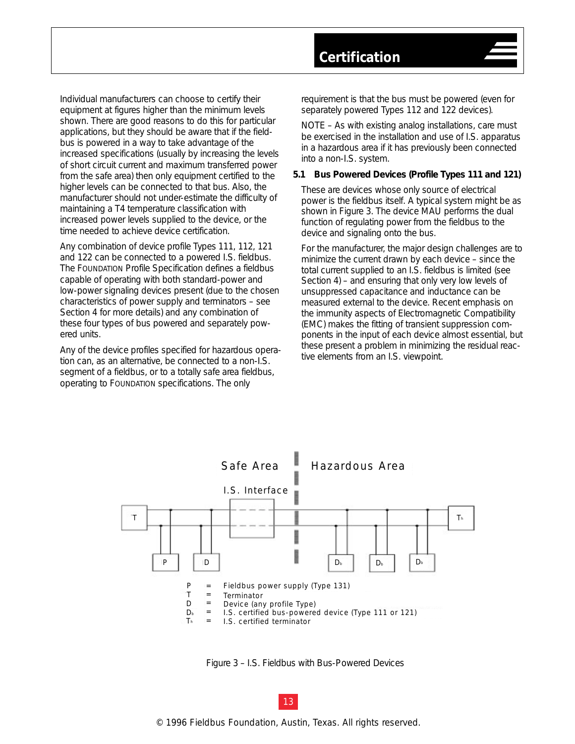Individual manufacturers can choose to certify their equipment at figures higher than the minimum levels shown. There are good reasons to do this for particular applications, but they should be aware that if the fieldbus is powered in a way to take advantage of the increased specifications (usually by increasing the levels of short circuit current and maximum transferred power from the safe area) then only equipment certified to the higher levels can be connected to that bus. Also, the manufacturer should not under-estimate the difficulty of maintaining a T4 temperature classification with increased power levels supplied to the device, or the time needed to achieve device certification.

Any combination of device profile Types 111, 112, 121 and 122 can be connected to a powered I.S. fieldbus. The FOUNDATION Profile Specification defines a fieldbus capable of operating with both standard-power and low-power signaling devices present (due to the chosen characteristics of power supply and terminators – see Section 4 for more details) and any combination of these four types of bus powered and separately powered units.

Any of the device profiles specified for hazardous operation can, as an alternative, be connected to a non-I.S. segment of a fieldbus, or to a totally safe area fieldbus, operating to FOUNDATION specifications. The only requirement is that the bus must be powered (even for separately powered Types 112 and 122 devices).

NOTE – As with existing analog installations, care must be exercised in the installation and use of I.S. apparatus in a hazardous area if it has previously been connected into a non-I.S. system.

### 5.1 Bus Powered Devices (Profile Types 111 and 121)

These are devices whose only source of electrical power is the fieldbus itself. A typical system might be as shown in Figure 3. The device MAU performs the dual function of regulating power from the fieldbus to the device and signaling onto the bus.

For the manufacturer, the major design challenges are to minimize the current drawn by each device – since the total current supplied to an I.S. fieldbus is limited (see Section 4) – and ensuring that only very low levels of unsuppressed capacitance and inductance can be measured external to the device. Recent emphasis on the immunity aspects of Electromagnetic Compatibility (EMC) makes the fitting of transient suppression components in the input of each device almost essential, but these present a problem in minimizing the residual reactive elements from an I.S. viewpoint.

P = Fieldbus power supply (Type 131)
T = Terminator
D = Device (any profile Type)
$D_b$ = I.S. certified bus-powered device (Type 111 or 121)
$T_h$ = I.S. certified terminator

Figure 3 – I.S. Fieldbus with Bus-Powered Devices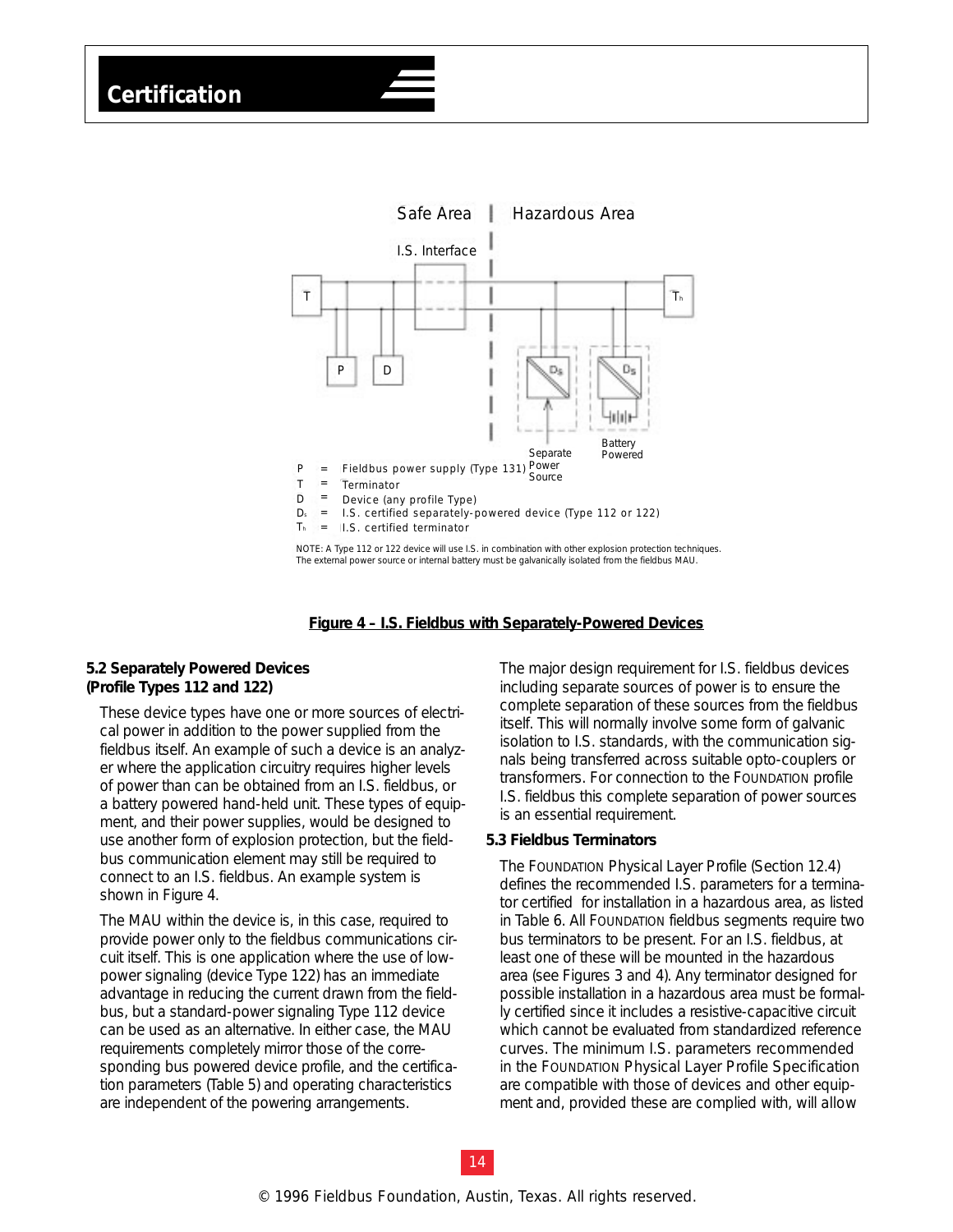Safe Area | Hazardous Area

I.S. Interface

Separate Power Source

Battery Powered

P = Fieldbus power supply (Type 131)
T = Terminator
D = Device (any profile Type)
$D_s$ = I.S. certified separately-powered device (Type 112 or 122)
$T_h$ = I.S. certified terminator

NOTE: A Type 112 or 122 device will use I.S. in combination with other explosion protection techniques. The external power source or internal battery must be galvanically isolated from the fieldbus MAU.

**Figure 4 – I.S. Fieldbus with Separately-Powered Devices**

### 5.2 Separately Powered Devices (Profile Types 112 and 122)

These device types have one or more sources of electrical power in addition to the power supplied from the fieldbus itself. An example of such a device is an analyzer where the application circuitry requires higher levels of power than can be obtained from an I.S. fieldbus, or a battery powered hand-held unit. These types of equipment, and their power supplies, would be designed to use another form of explosion protection, but the fieldbus communication element may still be required to connect to an I.S. fieldbus. An example system is shown in Figure 4.

The MAU within the device is, in this case, required to provide power only to the fieldbus communications circuit itself. This is one application where the use of low-power signaling (device Type 122) has an immediate advantage in reducing the current drawn from the fieldbus, but a standard-power signaling Type 112 device can be used as an alternative. In either case, the MAU requirements completely mirror those of the corresponding bus powered device profile, and the certification parameters (Table 5) and operating characteristics are independent of the powering arrangements.

The major design requirement for I.S. fieldbus devices including separate sources of power is to ensure the complete separation of these sources from the fieldbus itself. This will normally involve some form of galvanic isolation to I.S. standards, with the communication signals being transferred across suitable opto-couplers or transformers. For connection to the FOUNDATION profile I.S. fieldbus this complete separation of power sources is an essential requirement.

### 5.3 Fieldbus Terminators

The FOUNDATION Physical Layer Profile (Section 12.4) defines the recommended I.S. parameters for a terminator certified for installation in a hazardous area, as listed in Table 6. All FOUNDATION fieldbus segments require two bus terminators to be present. For an I.S. fieldbus, at least one of these will be mounted in the hazardous area (see Figures 3 and 4). Any terminator designed for possible installation in a hazardous area must be formally certified since it includes a resistive-capacitive circuit which cannot be evaluated from standardized reference curves. The minimum I.S. parameters recommended in the FOUNDATION Physical Layer Profile Specification are compatible with those of devices and other equipment and, provided these are complied with, will allow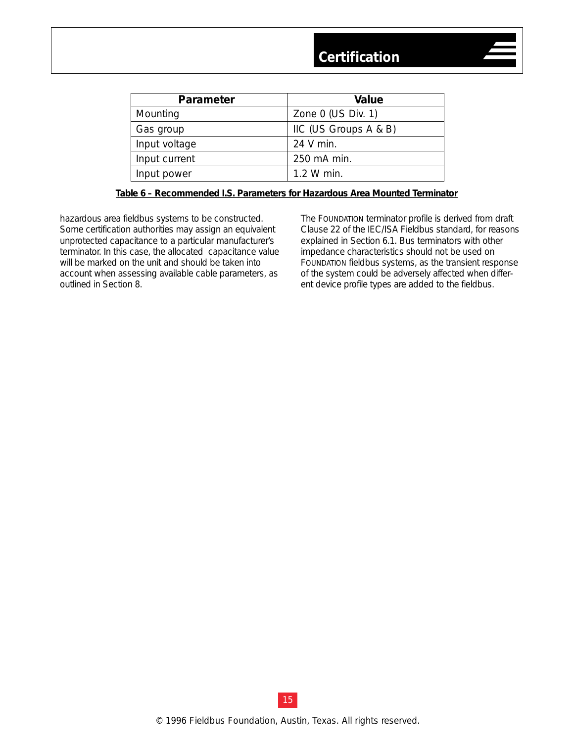| Parameter | Value |
|---|---|
| Mounting | Zone 0 (US Div. 1) |
| Gas group | IIC (US Groups A & B) |
| Input voltage | 24 V min. |
| Input current | 250 mA min. |
| Input power | 1.2 W min. |

**Table 6 – Recommended I.S. Parameters for Hazardous Area Mounted Terminator**

hazardous area fieldbus systems to be constructed. Some certification authorities may assign an equivalent unprotected capacitance to a particular manufacturer's terminator. In this case, the allocated capacitance value will be marked on the unit and should be taken into account when assessing available cable parameters, as outlined in Section 8.

The FOUNDATION terminator profile is derived from draft Clause 22 of the IEC/ISA Fieldbus standard, for reasons explained in Section 6.1. Bus terminators with other impedance characteristics should not be used on FOUNDATION fieldbus systems, as the transient response of the system could be adversely affected when different device profile types are added to the fieldbus.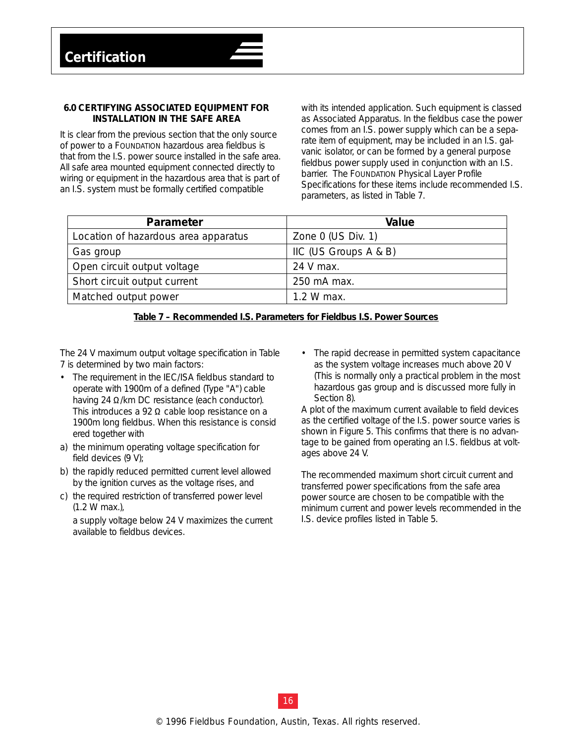## 6.0 CERTIFYING ASSOCIATED EQUIPMENT FOR INSTALLATION IN THE SAFE AREA

It is clear from the previous section that the only source of power to a FOUNDATION hazardous area fieldbus is that from the I.S. power source installed in the safe area. All safe area mounted equipment connected directly to wiring or equipment in the hazardous area that is part of an I.S. system must be formally certified compatible with its intended application. Such equipment is classed as Associated Apparatus. In the fieldbus case the power comes from an I.S. power supply which can be a separate item of equipment, may be included in an I.S. galvanic isolator, or can be formed by a general purpose fieldbus power supply used in conjunction with an I.S. barrier. The FOUNDATION Physical Layer Profile Specifications for these items include recommended I.S. parameters, as listed in Table 7.

| Parameter | Value |
|---|---|
| Location of hazardous area apparatus | Zone 0 (US Div. 1) |
| Gas group | IIC (US Groups A & B) |
| Open circuit output voltage | 24 V max. |
| Short circuit output current | 250 mA max. |
| Matched output power | 1.2 W max. |

**Table 7 – Recommended I.S. Parameters for Fieldbus I.S. Power Sources**

The 24 V maximum output voltage specification in Table 7 is determined by two main factors:

- The requirement in the IEC/ISA fieldbus standard to operate with 1900m of a defined (Type "A") cable having 24 Ω/km DC resistance (each conductor). This introduces a 92 Ω cable loop resistance on a 1900m long fieldbus. When this resistance is considered together with
  a) the minimum operating voltage specification for field devices (9 V);
  b) the rapidly reduced permitted current level allowed by the ignition curves as the voltage rises, and
  c) the required restriction of transferred power level (1.2 W max.),

  a supply voltage below 24 V maximizes the current available to fieldbus devices.
- The rapid decrease in permitted system capacitance as the system voltage increases much above 20 V (This is normally only a practical problem in the most hazardous gas group and is discussed more fully in Section 8).

A plot of the maximum current available to field devices as the certified voltage of the I.S. power source varies is shown in Figure 5. This confirms that there is no advantage to be gained from operating an I.S. fieldbus at voltages above 24 V.

The recommended maximum short circuit current and transferred power specifications from the safe area power source are chosen to be compatible with the minimum current and power levels recommended in the I.S. device profiles listed in Table 5.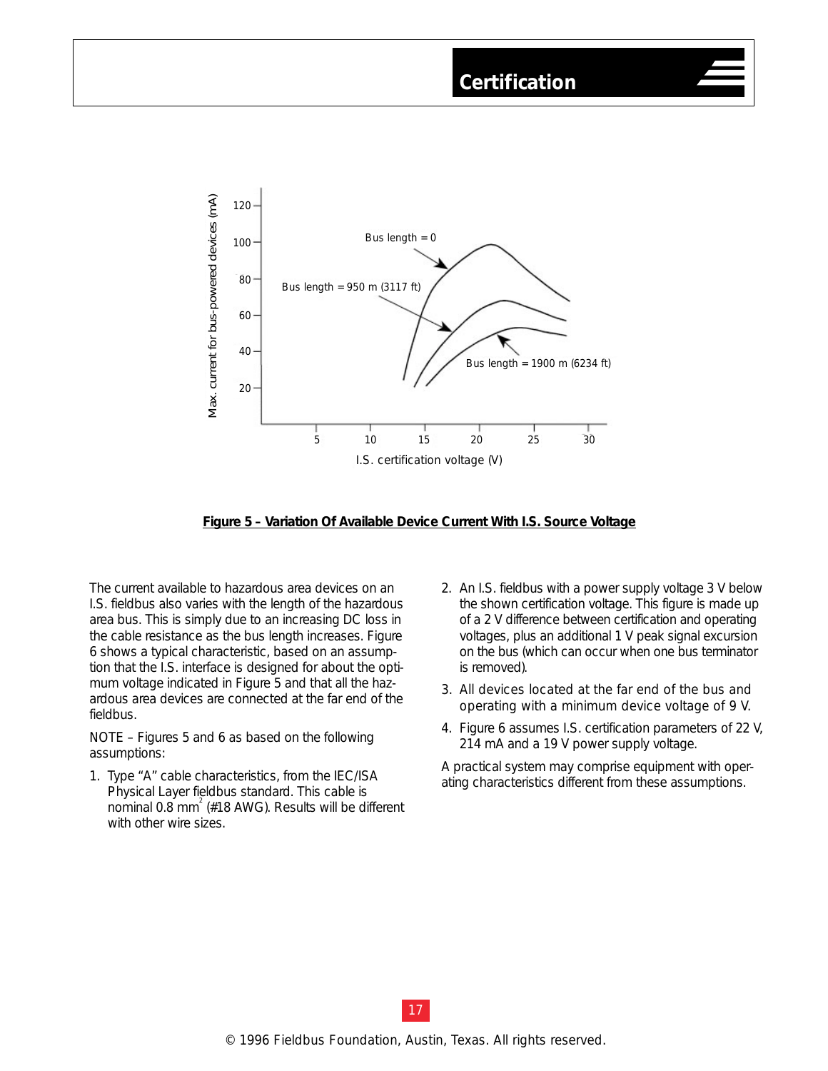**Figure 5 – Variation Of Available Device Current With I.S. Source Voltage**

The current available to hazardous area devices on an I.S. fieldbus also varies with the length of the hazardous area bus. This is simply due to an increasing DC loss in the cable resistance as the bus length increases. Figure 6 shows a typical characteristic, based on an assumption that the I.S. interface is designed for about the optimum voltage indicated in Figure 5 and that all the hazardous area devices are connected at the far end of the fieldbus.

NOTE – Figures 5 and 6 as based on the following assumptions:

1. Type "A" cable characteristics, from the IEC/ISA Physical Layer fieldbus standard. This cable is nominal 0.8 $mm^2$ (#18 AWG). Results will be different with other wire sizes.
2. An I.S. fieldbus with a power supply voltage 3 V below the shown certification voltage. This figure is made up of a 2 V difference between certification and operating voltages, plus an additional 1 V peak signal excursion on the bus (which can occur when one bus terminator is removed).
3. All devices located at the far end of the bus and operating with a minimum device voltage of 9 V.
4. Figure 6 assumes I.S. certification parameters of 22 V, 214 mA and a 19 V power supply voltage.

A practical system may comprise equipment with operating characteristics different from these assumptions.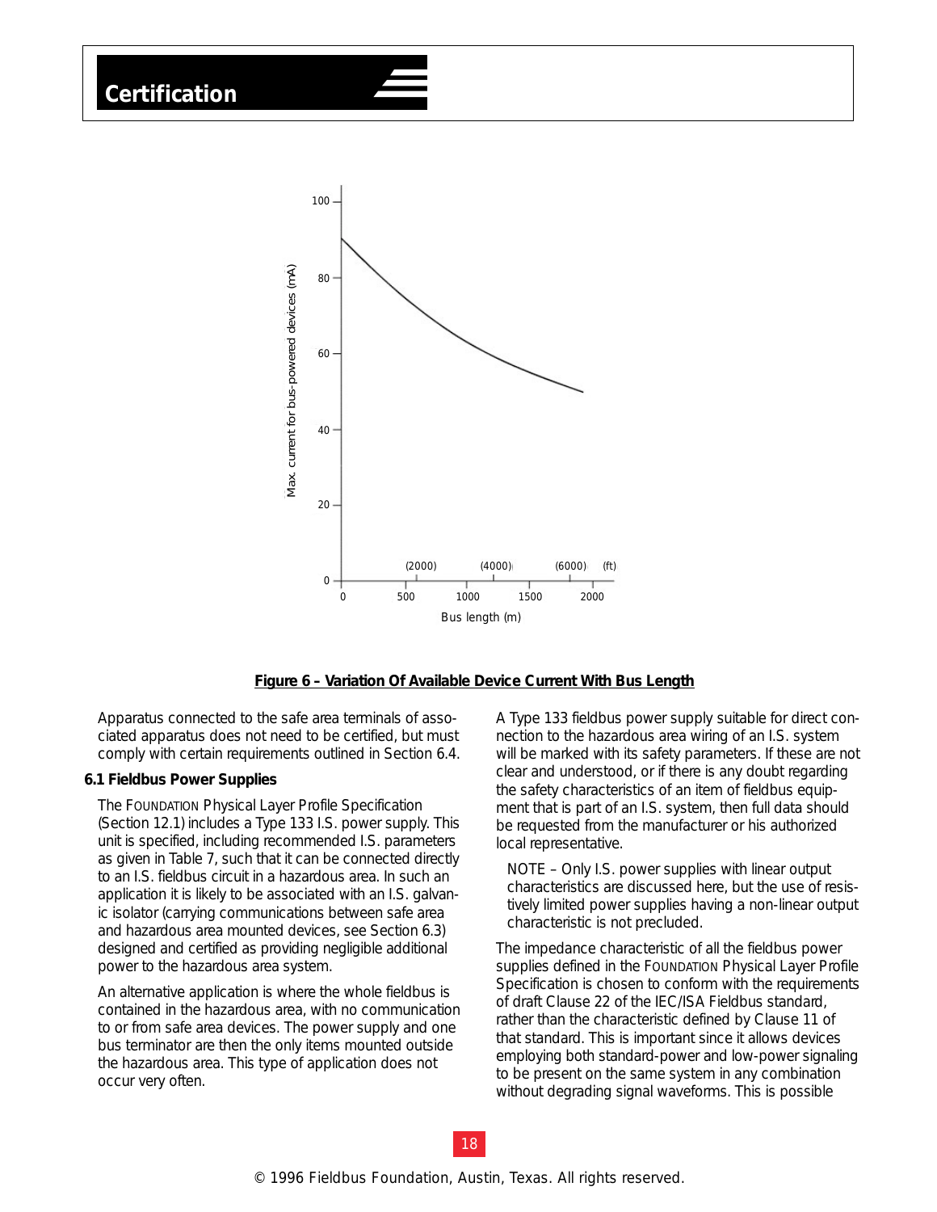Figure 6 – Variation Of Available Device Current With Bus Length

Apparatus connected to the safe area terminals of associated apparatus does not need to be certified, but must comply with certain requirements outlined in Section 6.4.

### 6.1 Fieldbus Power Supplies

The FOUNDATION Physical Layer Profile Specification (Section 12.1) includes a Type 133 I.S. power supply. This unit is specified, including recommended I.S. parameters as given in Table 7, such that it can be connected directly to an I.S. fieldbus circuit in a hazardous area. In such an application it is likely to be associated with an I.S. galvanic isolator (carrying communications between safe area and hazardous area mounted devices, see Section 6.3) designed and certified as providing negligible additional power to the hazardous area system.

An alternative application is where the whole fieldbus is contained in the hazardous area, with no communication to or from safe area devices. The power supply and one bus terminator are then the only items mounted outside the hazardous area. This type of application does not occur very often.

A Type 133 fieldbus power supply suitable for direct connection to the hazardous area wiring of an I.S. system will be marked with its safety parameters. If these are not clear and understood, or if there is any doubt regarding the safety characteristics of an item of fieldbus equipment that is part of an I.S. system, then full data should be requested from the manufacturer or his authorized local representative.

NOTE – Only I.S. power supplies with linear output characteristics are discussed here, but the use of resistively limited power supplies having a non-linear output characteristic is not precluded.

The impedance characteristic of all the fieldbus power supplies defined in the FOUNDATION Physical Layer Profile Specification is chosen to conform with the requirements of draft Clause 22 of the IEC/ISA Fieldbus standard, rather than the characteristic defined by Clause 11 of that standard. This is important since it allows devices employing both standard-power and low-power signaling to be present on the same system in any combination without degrading signal waveforms. This is possible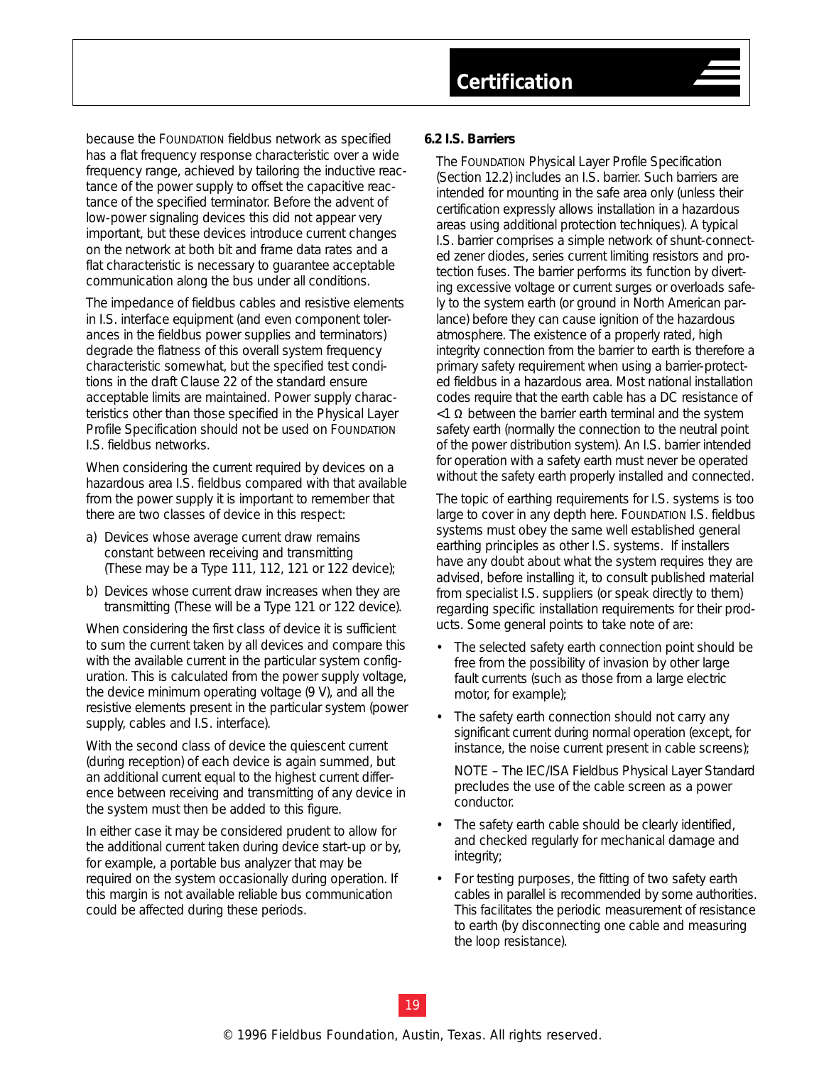because the FOUNDATION fieldbus network as specified has a flat frequency response characteristic over a wide frequency range, achieved by tailoring the inductive reactance of the power supply to offset the capacitive reactance of the specified terminator. Before the advent of low-power signaling devices this did not appear very important, but these devices introduce current changes on the network at both bit and frame data rates and a flat characteristic is necessary to guarantee acceptable communication along the bus under all conditions.

The impedance of fieldbus cables and resistive elements in I.S. interface equipment (and even component tolerances in the fieldbus power supplies and terminators) degrade the flatness of this overall system frequency characteristic somewhat, but the specified test conditions in the draft Clause 22 of the standard ensure acceptable limits are maintained. Power supply characteristics other than those specified in the Physical Layer Profile Specification should not be used on FOUNDATION I.S. fieldbus networks.

When considering the current required by devices on a hazardous area I.S. fieldbus compared with that available from the power supply it is important to remember that there are two classes of device in this respect:

a) Devices whose average current draw remains constant between receiving and transmitting (These may be a Type 111, 112, 121 or 122 device);

b) Devices whose current draw increases when they are transmitting (These will be a Type 121 or 122 device).

When considering the first class of device it is sufficient to sum the current taken by all devices and compare this with the available current in the particular system configuration. This is calculated from the power supply voltage, the device minimum operating voltage (9 V), and all the resistive elements present in the particular system (power supply, cables and I.S. interface).

With the second class of device the quiescent current (during reception) of each device is again summed, but an additional current equal to the highest current difference between receiving and transmitting of any device in the system must then be added to this figure.

In either case it may be considered prudent to allow for the additional current taken during device start-up or by, for example, a portable bus analyzer that may be required on the system occasionally during operation. If this margin is not available reliable bus communication could be affected during these periods.

### 6.2 I.S. Barriers

The FOUNDATION Physical Layer Profile Specification (Section 12.2) includes an I.S. barrier. Such barriers are intended for mounting in the safe area only (unless their certification expressly allows installation in a hazardous areas using additional protection techniques). A typical I.S. barrier comprises a simple network of shunt-connected zener diodes, series current limiting resistors and protection fuses. The barrier performs its function by diverting excessive voltage or current surges or overloads safely to the system earth (or ground in North American parlance) before they can cause ignition of the hazardous atmosphere. The existence of a properly rated, high integrity connection from the barrier to earth is therefore a primary safety requirement when using a barrier-protected fieldbus in a hazardous area. Most national installation codes require that the earth cable has a DC resistance of $<1\ \Omega$ between the barrier earth terminal and the system safety earth (normally the connection to the neutral point of the power distribution system). An I.S. barrier intended for operation with a safety earth must never be operated without the safety earth properly installed and connected.

The topic of earthing requirements for I.S. systems is too large to cover in any depth here. FOUNDATION I.S. fieldbus systems must obey the same well established general earthing principles as other I.S. systems. If installers have any doubt about what the system requires they are advised, before installing it, to consult published material from specialist I.S. suppliers (or speak directly to them) regarding specific installation requirements for their products. Some general points to take note of are:

- The selected safety earth connection point should be free from the possibility of invasion by other large fault currents (such as those from a large electric motor, for example);
- The safety earth connection should not carry any significant current during normal operation (except, for instance, the noise current present in cable screens);

  NOTE – The IEC/ISA Fieldbus Physical Layer Standard precludes the use of the cable screen as a power conductor.

- The safety earth cable should be clearly identified, and checked regularly for mechanical damage and integrity;
- For testing purposes, the fitting of two safety earth cables in parallel is recommended by some authorities. This facilitates the periodic measurement of resistance to earth (by disconnecting one cable and measuring the loop resistance).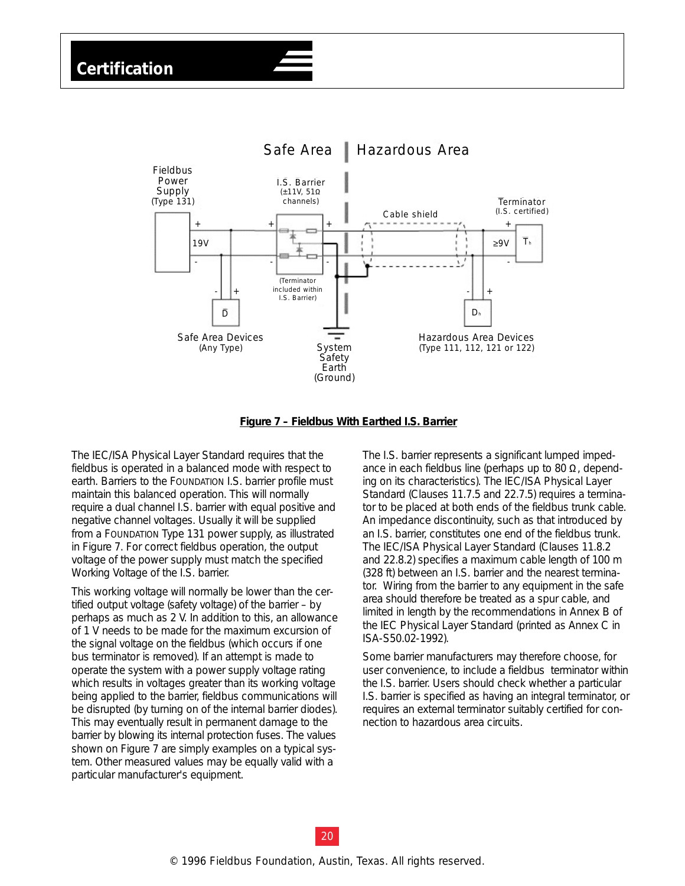# Certification

**Figure 7 – Fieldbus With Earthed I.S. Barrier**

The IEC/ISA Physical Layer Standard requires that the fieldbus is operated in a balanced mode with respect to earth. Barriers to the FOUNDATION I.S. barrier profile must maintain this balanced operation. This will normally require a dual channel I.S. barrier with equal positive and negative channel voltages. Usually it will be supplied from a FOUNDATION Type 131 power supply, as illustrated in Figure 7. For correct fieldbus operation, the output voltage of the power supply must match the specified Working Voltage of the I.S. barrier.

This working voltage will normally be lower than the certified output voltage (safety voltage) of the barrier – by perhaps as much as 2 V. In addition to this, an allowance of 1 V needs to be made for the maximum excursion of the signal voltage on the fieldbus (which occurs if one bus terminator is removed). If an attempt is made to operate the system with a power supply voltage rating which results in voltages greater than its working voltage being applied to the barrier, fieldbus communications will be disrupted (by turning on of the internal barrier diodes). This may eventually result in permanent damage to the barrier by blowing its internal protection fuses. The values shown on Figure 7 are simply examples on a typical system. Other measured values may be equally valid with a particular manufacturer's equipment.

The I.S. barrier represents a significant lumped impedance in each fieldbus line (perhaps up to 80 Ω, depending on its characteristics). The IEC/ISA Physical Layer Standard (Clauses 11.7.5 and 22.7.5) requires a terminator to be placed at both ends of the fieldbus trunk cable. An impedance discontinuity, such as that introduced by an I.S. barrier, constitutes one end of the fieldbus trunk. The IEC/ISA Physical Layer Standard (Clauses 11.8.2 and 22.8.2) specifies a maximum cable length of 100 m (328 ft) between an I.S. barrier and the nearest terminator. Wiring from the barrier to any equipment in the safe area should therefore be treated as a spur cable, and limited in length by the recommendations in Annex B of the IEC Physical Layer Standard (printed as Annex C in ISA-S50.02-1992).

Some barrier manufacturers may therefore choose, for user convenience, to include a fieldbus terminator within the I.S. barrier. Users should check whether a particular I.S. barrier is specified as having an integral terminator, or requires an external terminator suitably certified for connection to hazardous area circuits.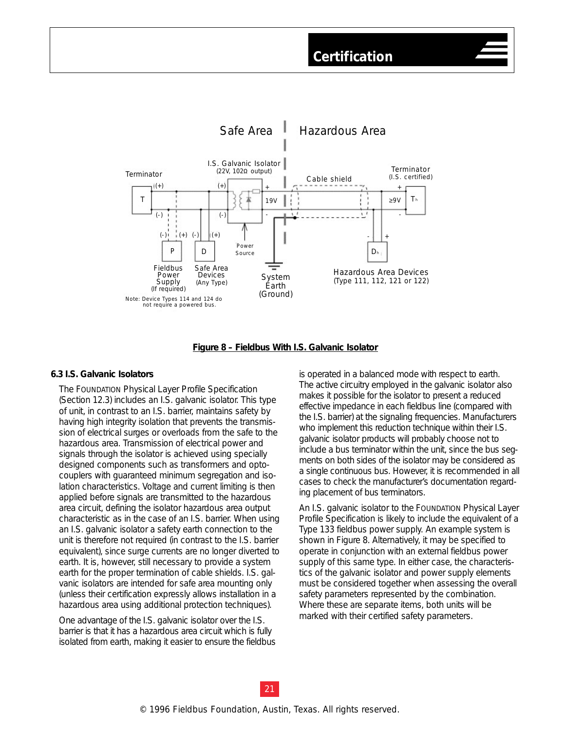**Figure 8 – Fieldbus With I.S. Galvanic Isolator**

### 6.3 I.S. Galvanic Isolators

The FOUNDATION Physical Layer Profile Specification (Section 12.3) includes an I.S. galvanic isolator. This type of unit, in contrast to an I.S. barrier, maintains safety by having high integrity isolation that prevents the transmission of electrical surges or overloads from the safe to the hazardous area. Transmission of electrical power and signals through the isolator is achieved using specially designed components such as transformers and opto-couplers with guaranteed minimum segregation and isolation characteristics. Voltage and current limiting is then applied before signals are transmitted to the hazardous area circuit, defining the isolator hazardous area output characteristic as in the case of an I.S. barrier. When using an I.S. galvanic isolator a safety earth connection to the unit is therefore not required (in contrast to the I.S. barrier equivalent), since surge currents are no longer diverted to earth. It is, however, still necessary to provide a system earth for the proper termination of cable shields. I.S. galvanic isolators are intended for safe area mounting only (unless their certification expressly allows installation in a hazardous area using additional protection techniques).

One advantage of the I.S. galvanic isolator over the I.S. barrier is that it has a hazardous area circuit which is fully isolated from earth, making it easier to ensure the fieldbus is operated in a balanced mode with respect to earth. The active circuitry employed in the galvanic isolator also makes it possible for the isolator to present a reduced effective impedance in each fieldbus line (compared with the I.S. barrier) at the signaling frequencies. Manufacturers who implement this reduction technique within their I.S. galvanic isolator products will probably choose not to include a bus terminator within the unit, since the bus segments on both sides of the isolator may be considered as a single continuous bus. However, it is recommended in all cases to check the manufacturer's documentation regarding placement of bus terminators.

An I.S. galvanic isolator to the FOUNDATION Physical Layer Profile Specification is likely to include the equivalent of a Type 133 fieldbus power supply. An example system is shown in Figure 8. Alternatively, it may be specified to operate in conjunction with an external fieldbus power supply of this same type. In either case, the characteristics of the galvanic isolator and power supply elements must be considered together when assessing the overall safety parameters represented by the combination. Where these are separate items, both units will be marked with their certified safety parameters.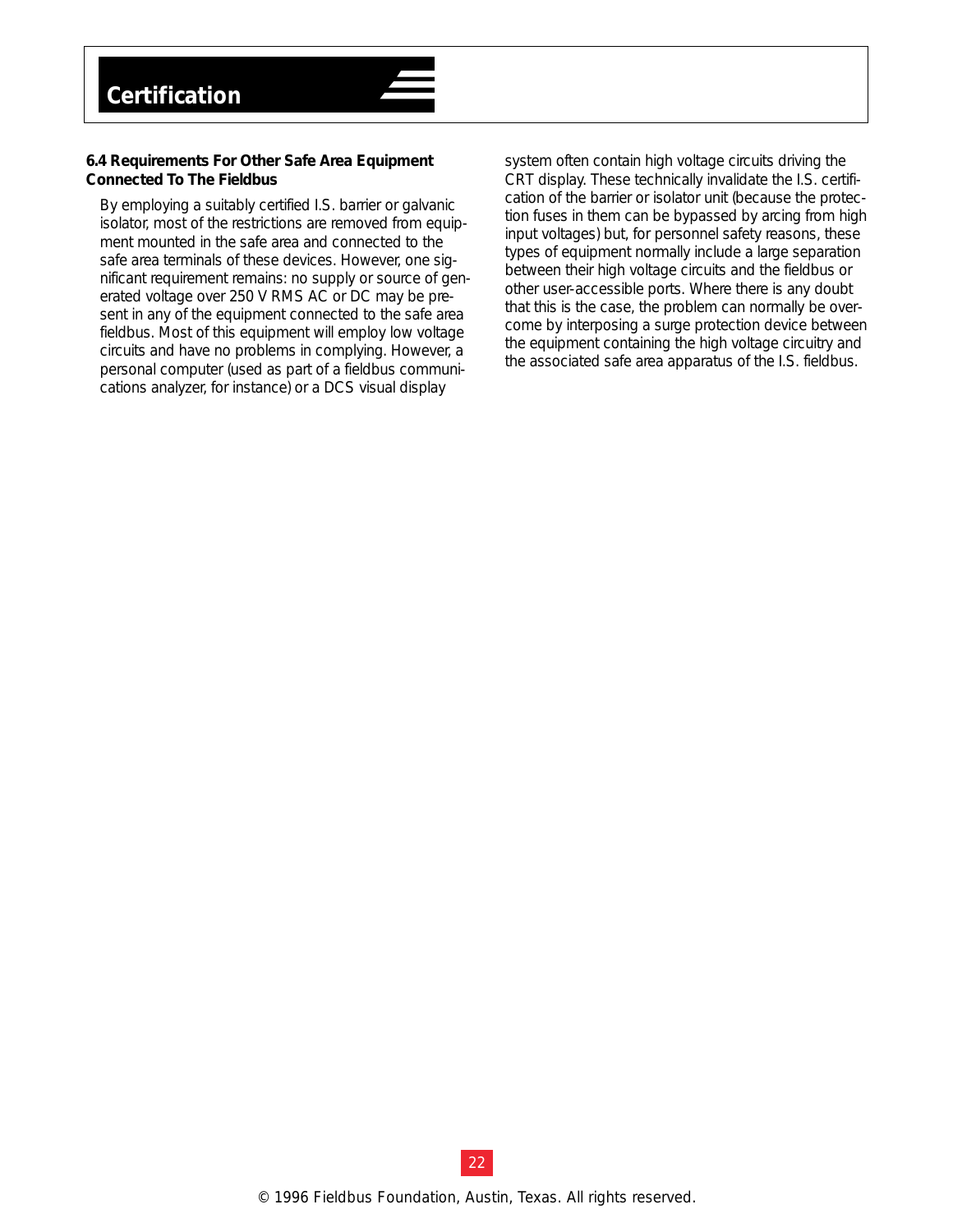### 6.4 Requirements For Other Safe Area Equipment Connected To The Fieldbus

By employing a suitably certified I.S. barrier or galvanic isolator, most of the restrictions are removed from equipment mounted in the safe area and connected to the safe area terminals of these devices. However, one significant requirement remains: no supply or source of generated voltage over 250 V RMS AC or DC may be present in any of the equipment connected to the safe area fieldbus. Most of this equipment will employ low voltage circuits and have no problems in complying. However, a personal computer (used as part of a fieldbus communications analyzer, for instance) or a DCS visual display system often contain high voltage circuits driving the CRT display. These technically invalidate the I.S. certification of the barrier or isolator unit (because the protection fuses in them can be bypassed by arcing from high input voltages) but, for personnel safety reasons, these types of equipment normally include a large separation between their high voltage circuits and the fieldbus or other user-accessible ports. Where there is any doubt that this is the case, the problem can normally be overcome by interposing a surge protection device between the equipment containing the high voltage circuitry and the associated safe area apparatus of the I.S. fieldbus.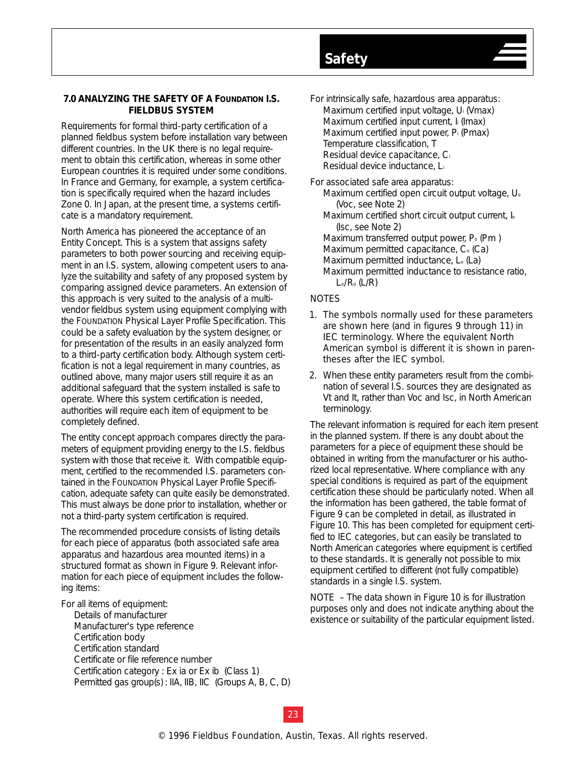## 7.0 ANALYZING THE SAFETY OF A FOUNDATION I.S. FIELDBUS SYSTEM

Requirements for formal third-party certification of a planned fieldbus system before installation vary between different countries. In the UK there is no legal requirement to obtain this certification, whereas in some other European countries it is required under some conditions. In France and Germany, for example, a system certification is specifically required when the hazard includes Zone 0. In Japan, at the present time, a systems certificate is a mandatory requirement.

North America has pioneered the acceptance of an Entity Concept. This is a system that assigns safety parameters to both power sourcing and receiving equipment in an I.S. system, allowing competent users to analyze the suitability and safety of any proposed system by comparing assigned device parameters. An extension of this approach is very suited to the analysis of a multi-vendor fieldbus system using equipment complying with the FOUNDATION Physical Layer Profile Specification. This could be a safety evaluation by the system designer, or for presentation of the results in an easily analyzed form to a third-party certification body. Although system certification is not a legal requirement in many countries, as outlined above, many major users still require it as an additional safeguard that the system installed is safe to operate. Where this system certification is needed, authorities will require each item of equipment to be completely defined.

The entity concept approach compares directly the parameters of equipment providing energy to the I.S. fieldbus system with those that receive it. With compatible equipment, certified to the recommended I.S. parameters contained in the FOUNDATION Physical Layer Profile Specification, adequate safety can quite easily be demonstrated. This must always be done prior to installation, whether or not a third-party system certification is required.

The recommended procedure consists of listing details for each piece of apparatus (both associated safe area apparatus and hazardous area mounted items) in a structured format as shown in Figure 9. Relevant information for each piece of equipment includes the following items:

For all items of equipment:
- Details of manufacturer
- Manufacturer's type reference
- Certification body
- Certification standard
- Certificate or file reference number
- Certification category : Ex ia or Ex ib (Class 1)
- Permitted gas group(s) : IIA, IIB, IIC (Groups A, B, C, D)

For intrinsically safe, hazardous area apparatus:
- Maximum certified input voltage, $U_i$ (Vmax)
- Maximum certified input current, $I_i$ (Imax)
- Maximum certified input power, $P_i$ (Pmax)
- Temperature classification, T
- Residual device capacitance, $C_i$
- Residual device inductance, $L_i$

For associated safe area apparatus:
- Maximum certified open circuit output voltage, $U_o$ (Voc, see Note 2)
- Maximum certified short circuit output current, $I_o$ (Isc, see Note 2)
- Maximum transferred output power, $P_o$ (Pm )
- Maximum permitted capacitance, $C_o$ (Ca)
- Maximum permitted inductance, $L_o$ (La)
- Maximum permitted inductance to resistance ratio, $L_o/R_o$ (L/R)

NOTES

1. The symbols normally used for these parameters are shown here (and in figures 9 through 11) in IEC terminology. Where the equivalent North American symbol is different it is shown in parentheses after the IEC symbol.
2. When these entity parameters result from the combination of several I.S. sources they are designated as Vt and It, rather than Voc and Isc, in North American terminology.

The relevant information is required for each item present in the planned system. If there is any doubt about the parameters for a piece of equipment these should be obtained in writing from the manufacturer or his authorized local representative. Where compliance with any special conditions is required as part of the equipment certification these should be particularly noted. When all the information has been gathered, the table format of Figure 9 can be completed in detail, as illustrated in Figure 10. This has been completed for equipment certified to IEC categories, but can easily be translated to North American categories where equipment is certified to these standards. It is generally not possible to mix equipment certified to different (not fully compatible) standards in a single I.S. system.

NOTE – The data shown in Figure 10 is for illustration purposes only and does not indicate anything about the existence or suitability of the particular equipment listed.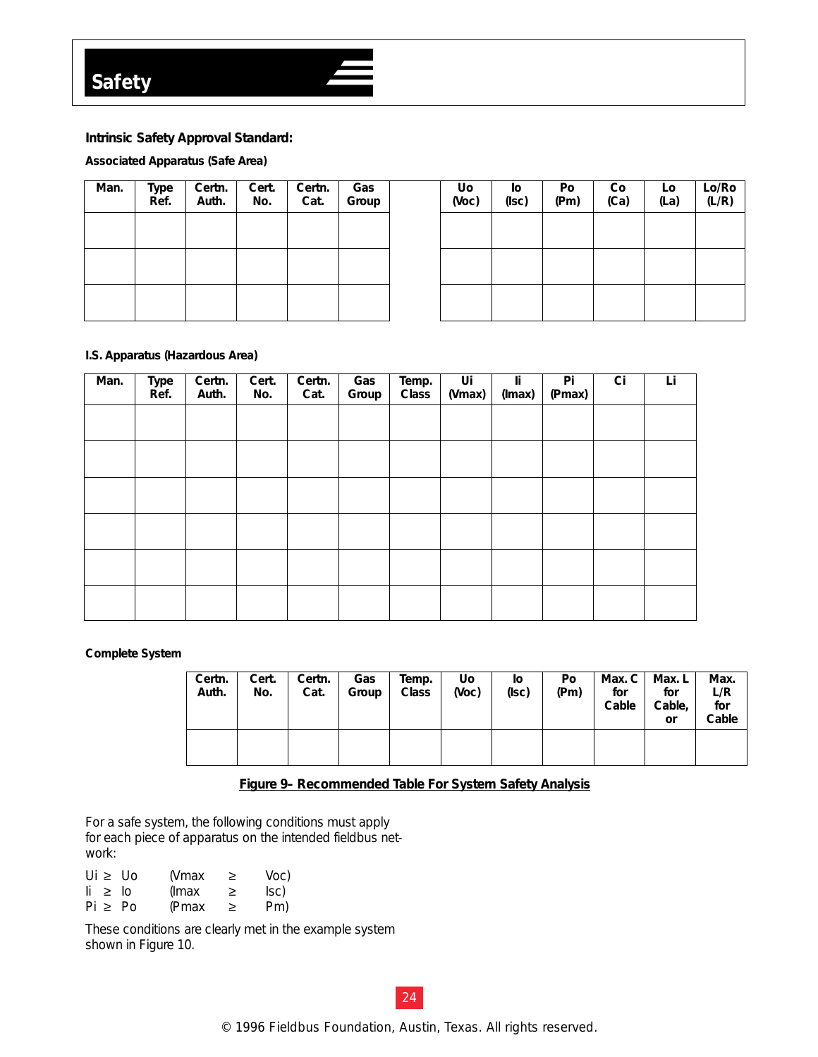# Safety

### Intrinsic Safety Approval Standard:

**Associated Apparatus (Safe Area)**

| Man. | Type Ref. | Certn. Auth. | Cert. No. | Certn. Cat. | Gas Group |
|---|---|---|---|---|---|
| | | | | | |
| | | | | | |
| | | | | | |

| Uo (Voc) | Io (Isc) | Po (Pm) | Co (Ca) | Lo (La) | Lo/Ro (L/R) |
|---|---|---|---|---|---|
| | | | | | |
| | | | | | |
| | | | | | |

**I.S. Apparatus (Hazardous Area)**

| Man. | Type Ref. | Certn. Auth. | Cert. No. | Certn. Cat. | Gas Group | Temp. Class | Ui (Vmax) | Ii (Imax) | Pi (Pmax) | Ci | Li |
|---|---|---|---|---|---|---|---|---|---|---|---|
| | | | | | | | | | | | |
| | | | | | | | | | | | |
| | | | | | | | | | | | |
| | | | | | | | | | | | |
| | | | | | | | | | | | |
| | | | | | | | | | | | |

**Complete System**

| Certn. Auth. | Cert. No. | Certn. Cat. | Gas Group | Temp. Class | Uo (Voc) | Io (Isc) | Po (Pm) | Max. C for Cable | Max. L for Cable, or | Max. L/R for Cable |
|---|---|---|---|---|---|---|---|---|---|---|
| | | | | | | | | | | |

**Figure 9– Recommended Table For System Safety Analysis**

For a safe system, the following conditions must apply for each piece of apparatus on the intended fieldbus network:

$U_i \geq U_o$ ($V_{max} \geq V_{oc}$)
$I_i \geq I_o$ ($I_{max} \geq I_{sc}$)
$P_i \geq P_o$ ($P_{max} \geq P_m$)

These conditions are clearly met in the example system shown in Figure 10.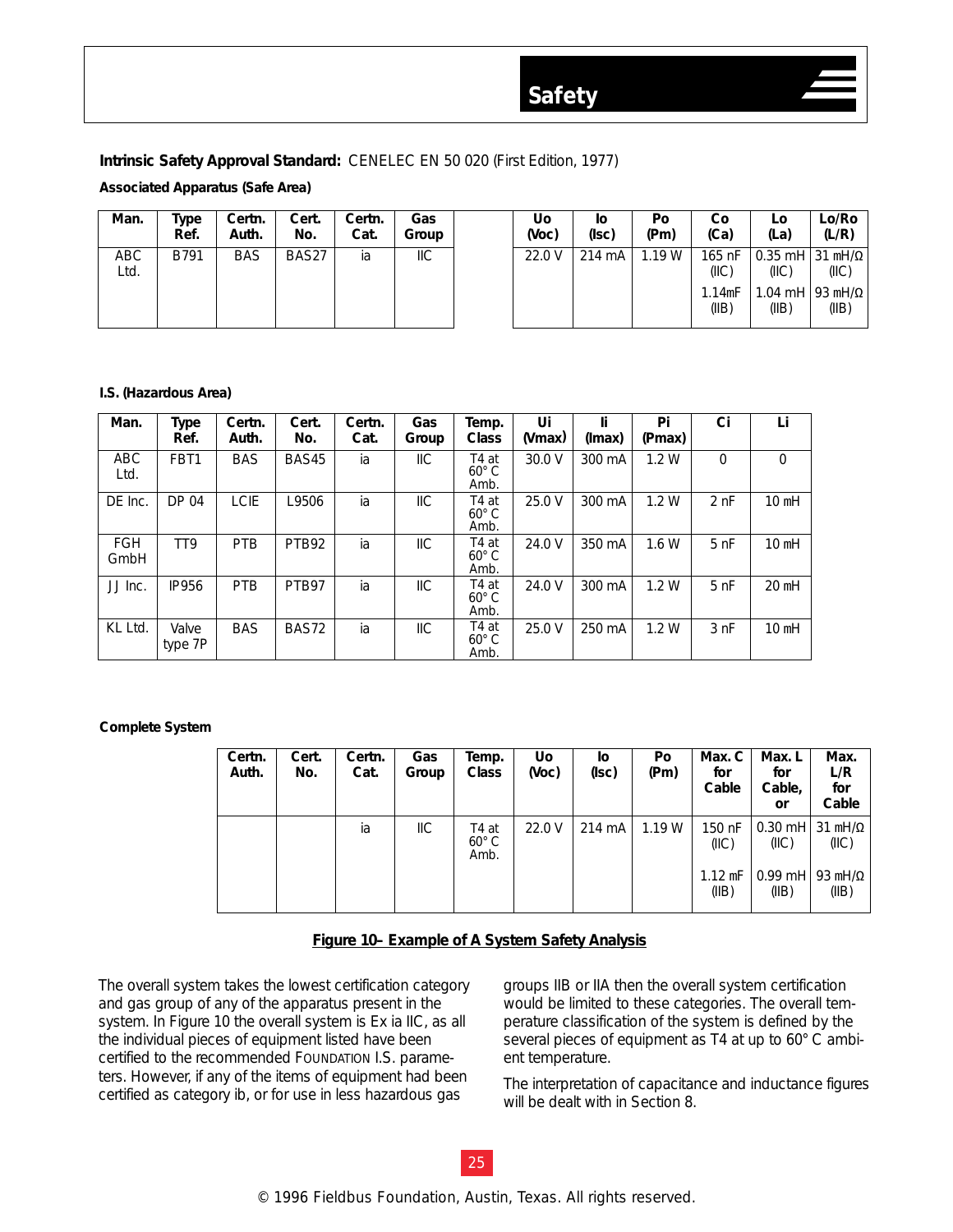**Intrinsic Safety Approval Standard:** CENELEC EN 50 020 (First Edition, 1977)

**Associated Apparatus (Safe Area)**

| Man. | Type Ref. | Certn. Auth. | Cert. No. | Certn. Cat. | Gas Group | Uo (Voc) | Io (Isc) | Po (Pm) | Co (Ca) | Lo (La) | Lo/Ro (L/R) |
|---|---|---|---|---|---|---|---|---|---|---|---|
| ABC Ltd. | B791 | BAS | BAS27 | ia | IIC | 22.0 V | 214 mA | 1.19 W | 165 nF (IIC) | 0.35 mH (IIC) | 31 mH/Ω (IIC) |
| | | | | | | | | | 1.14mF (IIB) | 1.04 mH (IIB) | 93 mH/Ω (IIB) |

**I.S. (Hazardous Area)**

| Man. | Type Ref. | Certn. Auth. | Cert. No. | Certn. Cat. | Gas Group | Temp. Class | Ui (Vmax) | Ii (Imax) | Pi (Pmax) | Ci | Li |
|---|---|---|---|---|---|---|---|---|---|---|---|
| ABC Ltd. | FBT1 | BAS | BAS45 | ia | IIC | T4 at 60° C Amb. | 30.0 V | 300 mA | 1.2 W | 0 | 0 |
| DE Inc. | DP 04 | LCIE | L9506 | ia | IIC | T4 at 60° C Amb. | 25.0 V | 300 mA | 1.2 W | 2 nF | 10 mH |
| FGH GmbH | TT9 | PTB | PTB92 | ia | IIC | T4 at 60° C Amb. | 24.0 V | 350 mA | 1.6 W | 5 nF | 10 mH |
| JJ Inc. | IP956 | PTB | PTB97 | ia | IIC | T4 at 60° C Amb. | 24.0 V | 300 mA | 1.2 W | 5 nF | 20 mH |
| KL Ltd. | Valve type 7P | BAS | BAS72 | ia | IIC | T4 at 60° C Amb. | 25.0 V | 250 mA | 1.2 W | 3 nF | 10 mH |

**Complete System**

| Certn. Auth. | Cert. No. | Certn. Cat. | Gas Group | Temp. Class | Uo (Voc) | Io (Isc) | Po (Pm) | Max. C for Cable | Max. L for Cable, or | Max. L/R for Cable |
|---|---|---|---|---|---|---|---|---|---|---|
| | | ia | IIC | T4 at 60° C Amb. | 22.0 V | 214 mA | 1.19 W | 150 nF (IIC) | 0.30 mH (IIC) | 31 mH/Ω (IIC) |
| | | | | | | | | 1.12 mF (IIB) | 0.99 mH (IIB) | 93 mH/Ω (IIB) |

**Figure 10– Example of A System Safety Analysis**

The overall system takes the lowest certification category and gas group of any of the apparatus present in the system. In Figure 10 the overall system is Ex ia IIC, as all the individual pieces of equipment listed have been certified to the recommended FOUNDATION I.S. parameters. However, if any of the items of equipment had been certified as category ib, or for use in less hazardous gas groups IIB or IIA then the overall system certification would be limited to these categories. The overall temperature classification of the system is defined by the several pieces of equipment as T4 at up to 60° C ambient temperature.

The interpretation of capacitance and inductance figures will be dealt with in Section 8.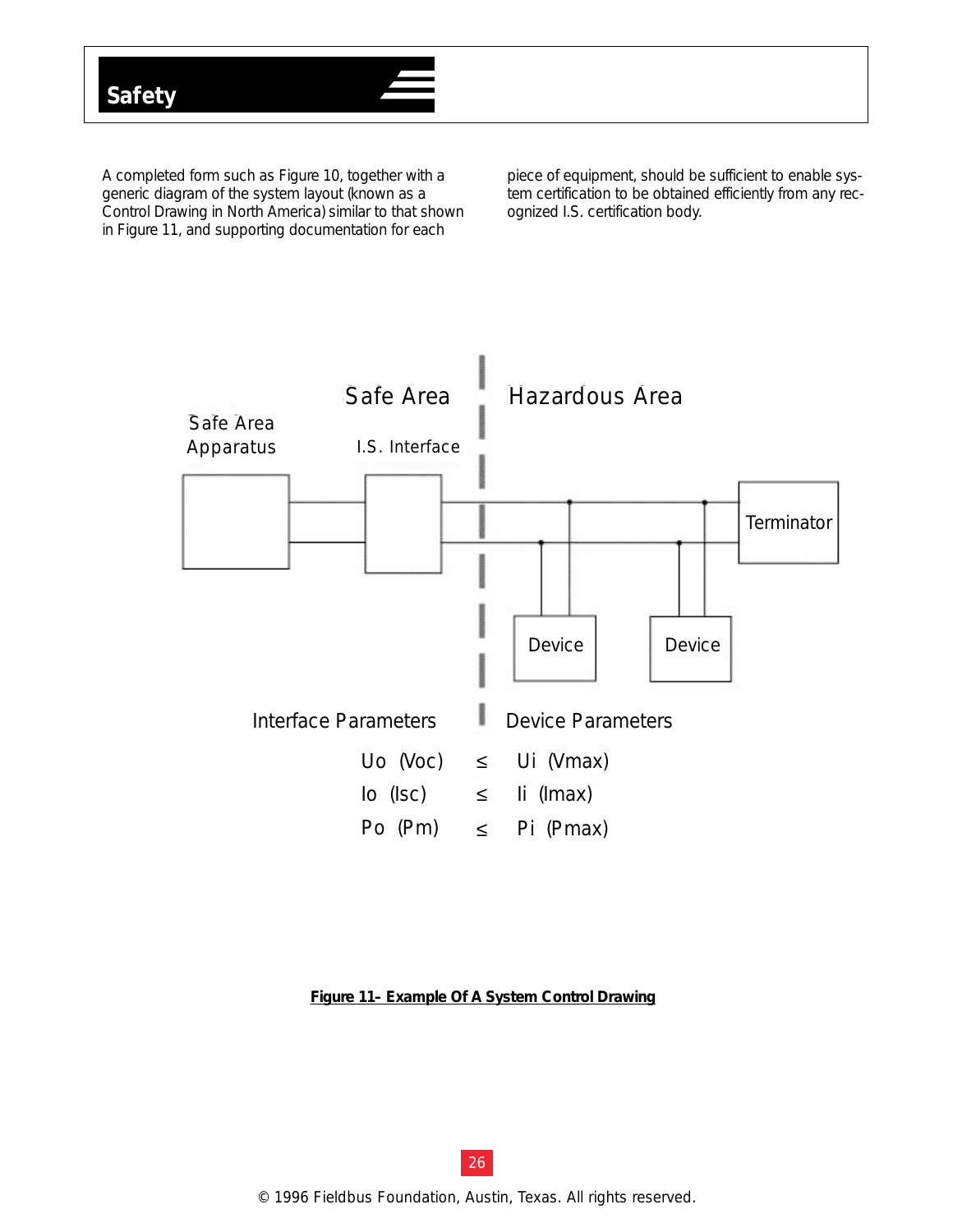A completed form such as Figure 10, together with a generic diagram of the system layout (known as a Control Drawing in North America) similar to that shown in Figure 11, and supporting documentation for each piece of equipment, should be sufficient to enable system certification to be obtained efficiently from any recognized I.S. certification body.

Safe Area | Hazardous Area

Safe Area Apparatus — I.S. Interface — Device — Device — Terminator

| Interface Parameters | | Device Parameters |
|---|---|---|
| $U_o$ (Voc) | ≤ | $U_i$ (Vmax) |
| $I_o$ (Isc) | ≤ | $I_i$ (Imax) |
| $P_o$ (Pm) | ≤ | $P_i$ (Pmax) |

**Figure 11– Example Of A System Control Drawing**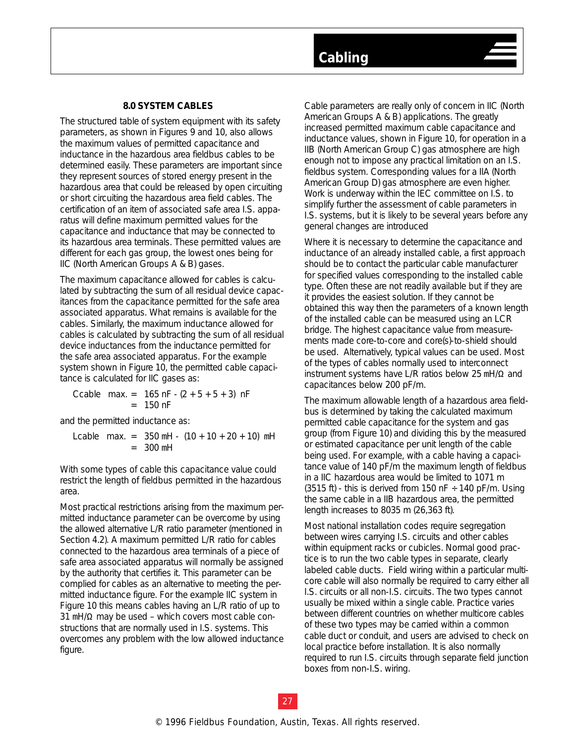## 8.0 SYSTEM CABLES

The structured table of system equipment with its safety parameters, as shown in Figures 9 and 10, also allows the maximum values of permitted capacitance and inductance in the hazardous area fieldbus cables to be determined easily. These parameters are important since they represent sources of stored energy present in the hazardous area that could be released by open circuiting or short circuiting the hazardous area field cables. The certification of an item of associated safe area I.S. apparatus will define maximum permitted values for the capacitance and inductance that may be connected to its hazardous area terminals. These permitted values are different for each gas group, the lowest ones being for IIC (North American Groups A & B) gases.

The maximum capacitance allowed for cables is calculated by subtracting the sum of all residual device capacitances from the capacitance permitted for the safe area associated apparatus. What remains is available for the cables. Similarly, the maximum inductance allowed for cables is calculated by subtracting the sum of all residual device inductances from the inductance permitted for the safe area associated apparatus. For the example system shown in Figure 10, the permitted cable capacitance is calculated for IIC gases as:

$$
\begin{aligned}
C_{cable}\ \text{max.} &= 165\text{ nF} - (2 + 5 + 5 + 3)\text{ nF} \\
&= 150\text{ nF}
\end{aligned}
$$

and the permitted inductance as:

$$
\begin{aligned}
L_{cable}\ \text{max.} &= 350\ \mu\text{H} - (10 + 10 + 20 + 10)\ \mu\text{H} \\
&= 300\ \mu\text{H}
\end{aligned}
$$

With some types of cable this capacitance value could restrict the length of fieldbus permitted in the hazardous area.

Most practical restrictions arising from the maximum permitted inductance parameter can be overcome by using the allowed alternative L/R ratio parameter (mentioned in Section 4.2). A maximum permitted L/R ratio for cables connected to the hazardous area terminals of a piece of safe area associated apparatus will normally be assigned by the authority that certifies it. This parameter can be complied for cables as an alternative to meeting the permitted inductance figure. For the example IIC system in Figure 10 this means cables having an L/R ratio of up to 31 $\mu$H/$\Omega$ may be used – which covers most cable constructions that are normally used in I.S. systems. This overcomes any problem with the low allowed inductance figure.

Cable parameters are really only of concern in IIC (North American Groups A & B) applications. The greatly increased permitted maximum cable capacitance and inductance values, shown in Figure 10, for operation in a IIB (North American Group C) gas atmosphere are high enough not to impose any practical limitation on an I.S. fieldbus system. Corresponding values for a IIA (North American Group D) gas atmosphere are even higher. Work is underway within the IEC committee on I.S. to simplify further the assessment of cable parameters in I.S. systems, but it is likely to be several years before any general changes are introduced

Where it is necessary to determine the capacitance and inductance of an already installed cable, a first approach should be to contact the particular cable manufacturer for specified values corresponding to the installed cable type. Often these are not readily available but if they are it provides the easiest solution. If they cannot be obtained this way then the parameters of a known length of the installed cable can be measured using an LCR bridge. The highest capacitance value from measurements made core-to-core and core(s)-to-shield should be used. Alternatively, typical values can be used. Most of the types of cables normally used to interconnect instrument systems have L/R ratios below 25 $\mu$H/$\Omega$ and capacitances below 200 pF/m.

The maximum allowable length of a hazardous area fieldbus is determined by taking the calculated maximum permitted cable capacitance for the system and gas group (from Figure 10) and dividing this by the measured or estimated capacitance per unit length of the cable being used. For example, with a cable having a capacitance value of 140 pF/m the maximum length of fieldbus in a IIC hazardous area would be limited to 1071 m (3515 ft) - this is derived from 150 nF $\div$ 140 pF/m. Using the same cable in a IIB hazardous area, the permitted length increases to 8035 m (26,363 ft).

Most national installation codes require segregation between wires carrying I.S. circuits and other cables within equipment racks or cubicles. Normal good practice is to run the two cable types in separate, clearly labeled cable ducts. Field wiring within a particular multicore cable will also normally be required to carry either all I.S. circuits or all non-I.S. circuits. The two types cannot usually be mixed within a single cable. Practice varies between different countries on whether multicore cables of these two types may be carried within a common cable duct or conduit, and users are advised to check on local practice before installation. It is also normally required to run I.S. circuits through separate field junction boxes from non-I.S. wiring.